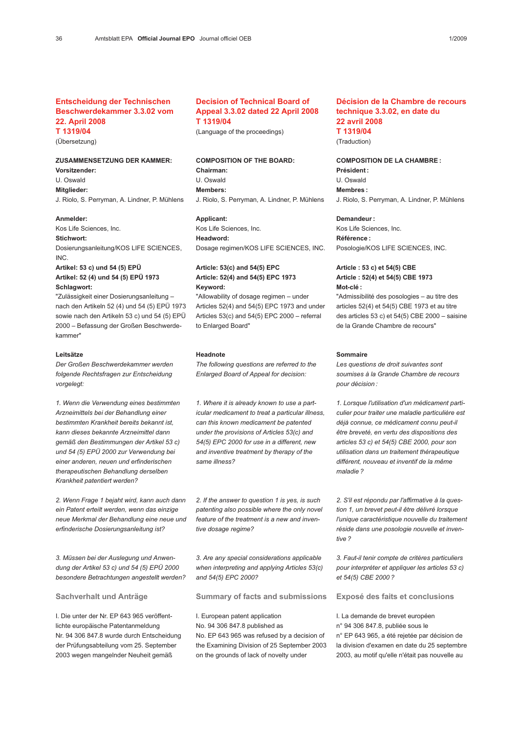## Entscheidung der Technischen Beschwerdekammer 3.3.02 vom 22. April 2008 T 1319/04

(Übersetzung)

**ZUSAMMENSETZUNG DER KAMMER:**
**Vorsitzender:**
U. Oswald
**Mitglieder:**
J. Riolo, S. Perryman, A. Lindner, P. Mühlens

**Anmelder:**
Kos Life Sciences, Inc.
**Stichwort:**
Dosierungsanleitung/KOS LIFE SCIENCES, INC.
**Artikel: 53 c) und 54 (5) EPÜ**
**Artikel: 52 (4) und 54 (5) EPÜ 1973**
**Schlagwort:**
"Zulässigkeit einer Dosierungsanleitung – nach den Artikeln 52 (4) und 54 (5) EPÜ 1973 sowie nach den Artikeln 53 c) und 54 (5) EPÜ 2000 – Befassung der Großen Beschwerdekammer"

**Leitsätze**

*Der Großen Beschwerdekammer werden folgende Rechtsfragen zur Entscheidung vorgelegt:*

*1. Wenn die Verwendung eines bestimmten Arzneimittels bei der Behandlung einer bestimmten Krankheit bereits bekannt ist, kann dieses bekannte Arzneimittel dann gemäß den Bestimmungen der Artikel 53 c) und 54 (5) EPÜ 2000 zur Verwendung bei einer anderen, neuen und erfinderischen therapeutischen Behandlung derselben Krankheit patentiert werden?*

*2. Wenn Frage 1 bejaht wird, kann auch dann ein Patent erteilt werden, wenn das einzige neue Merkmal der Behandlung eine neue und erfinderische Dosierungsanleitung ist?*

*3. Müssen bei der Auslegung und Anwendung der Artikel 53 c) und 54 (5) EPÜ 2000 besondere Betrachtungen angestellt werden?*

### Sachverhalt und Anträge

I. Die unter der Nr. EP 643 965 veröffentlichte europäische Patentanmeldung Nr. 94 306 847.8 wurde durch Entscheidung der Prüfungsabteilung vom 25. September 2003 wegen mangelnder Neuheit gemäß

## Decision of Technical Board of Appeal 3.3.02 dated 22 April 2008 T 1319/04

(Language of the proceedings)

**COMPOSITION OF THE BOARD:**
**Chairman:**
U. Oswald
**Members:**
J. Riolo, S. Perryman, A. Lindner, P. Mühlens

**Applicant:**
Kos Life Sciences, Inc.
**Headword:**
Dosage regimen/KOS LIFE SCIENCES, INC.
**Article: 53(c) and 54(5) EPC**
**Article: 52(4) and 54(5) EPC 1973**
**Keyword:**
"Allowability of dosage regimen – under Articles 52(4) and 54(5) EPC 1973 and under Articles 53(c) and 54(5) EPC 2000 – referral to Enlarged Board"

**Headnote**

*The following questions are referred to the Enlarged Board of Appeal for decision:*

*1. Where it is already known to use a particular medicament to treat a particular illness, can this known medicament be patented under the provisions of Articles 53(c) and 54(5) EPC 2000 for use in a different, new and inventive treatment by therapy of the same illness?*

*2. If the answer to question 1 is yes, is such patenting also possible where the only novel feature of the treatment is a new and inventive dosage regime?*

*3. Are any special considerations applicable when interpreting and applying Articles 53(c) and 54(5) EPC 2000?*

### Summary of facts and submissions

I. European patent application No. 94 306 847.8 published as No. EP 643 965 was refused by a decision of the Examining Division of 25 September 2003 on the grounds of lack of novelty under

## Décision de la Chambre de recours technique 3.3.02, en date du 22 avril 2008 T 1319/04

(Traduction)

**COMPOSITION DE LA CHAMBRE :**
**Président :**
U. Oswald
**Membres :**
J. Riolo, S. Perryman, A. Lindner, P. Mühlens

**Demandeur :**
Kos Life Sciences, Inc.
**Référence :**
Posologie/KOS LIFE SCIENCES, INC.
**Article : 53 c) et 54(5) CBE**
**Article : 52(4) et 54(5) CBE 1973**
**Mot-clé :**
"Admissibilité des posologies – au titre des articles 52(4) et 54(5) CBE 1973 et au titre des articles 53 c) et 54(5) CBE 2000 – saisine de la Grande Chambre de recours"

**Sommaire**

*Les questions de droit suivantes sont soumises à la Grande Chambre de recours pour décision :*

*1. Lorsque l'utilisation d'un médicament particulier pour traiter une maladie particulière est déjà connue, ce médicament connu peut-il être breveté, en vertu des dispositions des articles 53 c) et 54(5) CBE 2000, pour son utilisation dans un traitement thérapeutique différent, nouveau et inventif de la même maladie ?*

*2. S'il est répondu par l'affirmative à la question 1, un brevet peut-il être délivré lorsque l'unique caractéristique nouvelle du traitement réside dans une posologie nouvelle et inventive ?*

*3. Faut-il tenir compte de critères particuliers pour interpréter et appliquer les articles 53 c) et 54(5) CBE 2000 ?*

### Exposé des faits et conclusions

I. La demande de brevet européen n° 94 306 847.8, publiée sous le n° EP 643 965, a été rejetée par décision de la division d'examen en date du 25 septembre 2003, au motif qu'elle n'était pas nouvelle au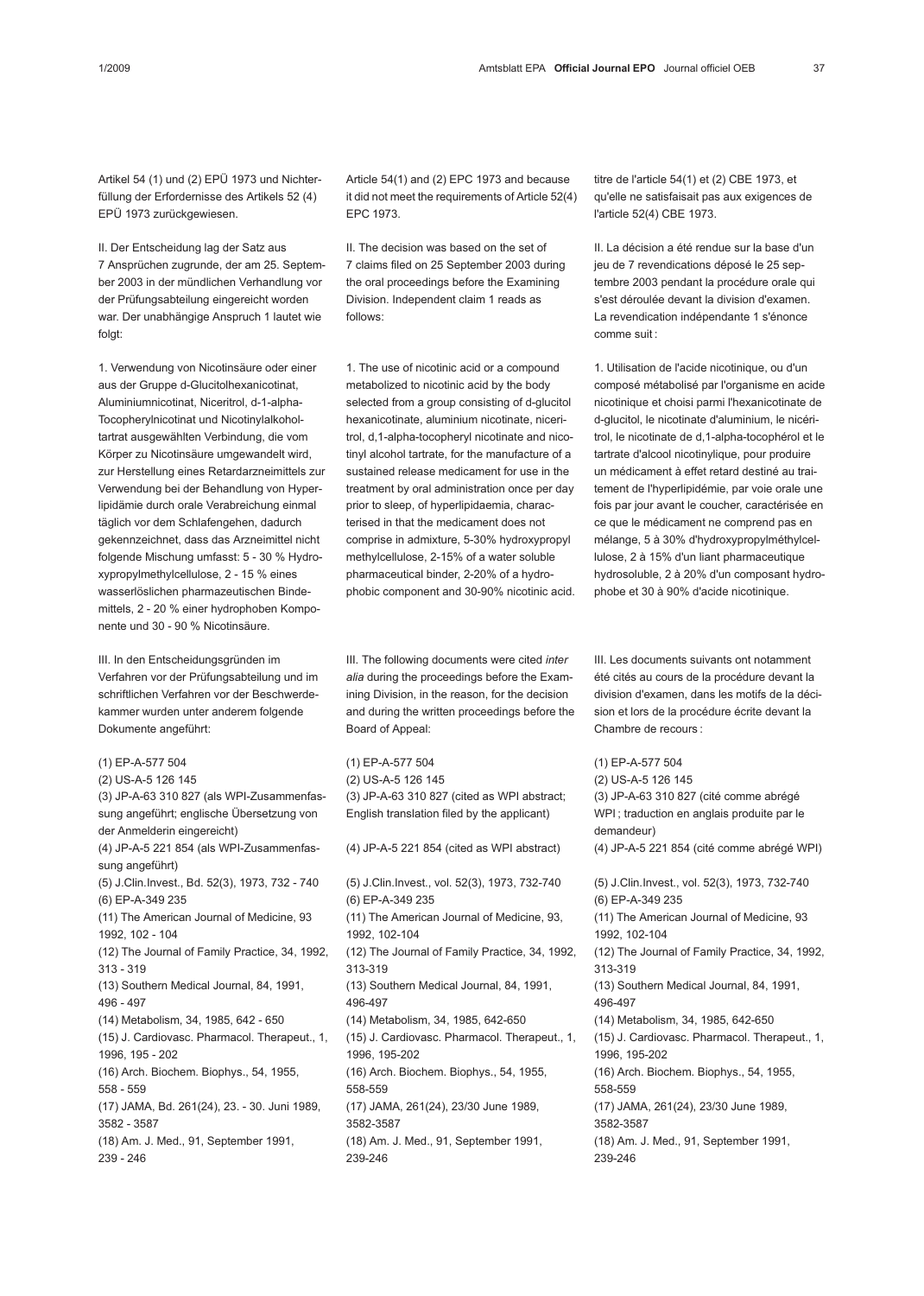Artikel 54 (1) und (2) EPÜ 1973 und Nichterfüllung der Erfordernisse des Artikels 52 (4) EPÜ 1973 zurückgewiesen.

II. Der Entscheidung lag der Satz aus 7 Ansprüchen zugrunde, der am 25. September 2003 in der mündlichen Verhandlung vor der Prüfungsabteilung eingereicht worden war. Der unabhängige Anspruch 1 lautet wie folgt:

1. Verwendung von Nicotinsäure oder einer aus der Gruppe d-Glucitolhexanicotinat, Aluminiumnicotinat, Niceritrol, d-1-alpha-Tocopherylnicotinat und Nicotinylalkoholtartrat ausgewählten Verbindung, die vom Körper zu Nicotinsäure umgewandelt wird, zur Herstellung eines Retardarzneimittels zur Verwendung bei der Behandlung von Hyperlipidämie durch orale Verabreichung einmal täglich vor dem Schlafengehen, dadurch gekennzeichnet, dass das Arzneimittel nicht folgende Mischung umfasst: 5 - 30 % Hydroxypropylmethylcellulose, 2 - 15 % eines wasserlöslichen pharmazeutischen Bindemittels, 2 - 20 % einer hydrophoben Komponente und 30 - 90 % Nicotinsäure.

III. In den Entscheidungsgründen im Verfahren vor der Prüfungsabteilung und im schriftlichen Verfahren vor der Beschwerdekammer wurden unter anderem folgende Dokumente angeführt:

(1) EP-A-577 504
(2) US-A-5 126 145
(3) JP-A-63 310 827 (als WPI-Zusammenfassung angeführt; englische Übersetzung von der Anmelderin eingereicht)
(4) JP-A-5 221 854 (als WPI-Zusammenfassung angeführt)
(5) J.Clin.Invest., Bd. 52(3), 1973, 732 - 740
(6) EP-A-349 235
(11) The American Journal of Medicine, 93 1992, 102 - 104
(12) The Journal of Family Practice, 34, 1992, 313 - 319
(13) Southern Medical Journal, 84, 1991, 496 - 497
(14) Metabolism, 34, 1985, 642 - 650
(15) J. Cardiovasc. Pharmacol. Therapeut., 1, 1996, 195 - 202
(16) Arch. Biochem. Biophys., 54, 1955, 558 - 559
(17) JAMA, Bd. 261(24), 23. - 30. Juni 1989, 3582 - 3587
(18) Am. J. Med., 91, September 1991, 239 - 246

Article 54(1) and (2) EPC 1973 and because it did not meet the requirements of Article 52(4) EPC 1973.

II. The decision was based on the set of 7 claims filed on 25 September 2003 during the oral proceedings before the Examining Division. Independent claim 1 reads as follows:

1. The use of nicotinic acid or a compound metabolized to nicotinic acid by the body selected from a group consisting of d-glucitol hexanicotinate, aluminium nicotinate, niceritrol, d,1-alpha-tocopheryl nicotinate and nicotinyl alcohol tartrate, for the manufacture of a sustained release medicament for use in the treatment by oral administration once per day prior to sleep, of hyperlipidaemia, characterised in that the medicament does not comprise in admixture, 5-30% hydroxypropyl methylcellulose, 2-15% of a water soluble pharmaceutical binder, 2-20% of a hydrophobic component and 30-90% nicotinic acid.

III. The following documents were cited *inter alia* during the proceedings before the Examining Division, in the reason, for the decision and during the written proceedings before the Board of Appeal:

(1) EP-A-577 504
(2) US-A-5 126 145
(3) JP-A-63 310 827 (cited as WPI abstract; English translation filed by the applicant)
(4) JP-A-5 221 854 (cited as WPI abstract)
(5) J.Clin.Invest., vol. 52(3), 1973, 732-740
(6) EP-A-349 235
(11) The American Journal of Medicine, 93, 1992, 102-104
(12) The Journal of Family Practice, 34, 1992, 313-319
(13) Southern Medical Journal, 84, 1991, 496-497
(14) Metabolism, 34, 1985, 642-650
(15) J. Cardiovasc. Pharmacol. Therapeut., 1, 1996, 195-202
(16) Arch. Biochem. Biophys., 54, 1955, 558-559
(17) JAMA, 261(24), 23/30 June 1989, 3582-3587
(18) Am. J. Med., 91, September 1991, 239-246

titre de l'article 54(1) et (2) CBE 1973, et qu'elle ne satisfaisait pas aux exigences de l'article 52(4) CBE 1973.

II. La décision a été rendue sur la base d'un jeu de 7 revendications déposé le 25 septembre 2003 pendant la procédure orale qui s'est déroulée devant la division d'examen. La revendication indépendante 1 s'énonce comme suit :

1. Utilisation de l'acide nicotinique, ou d'un composé métabolisé par l'organisme en acide nicotinique et choisi parmi l'hexanicotinate de d-glucitol, le nicotinate d'aluminium, le nicéritrol, le nicotinate de d,1-alpha-tocophérol et le tartrate d'alcool nicotinylique, pour produire un médicament à effet retard destiné au traitement de l'hyperlipidémie, par voie orale une fois par jour avant le coucher, caractérisée en ce que le médicament ne comprend pas en mélange, 5 à 30% d'hydroxypropylméthylcellulose, 2 à 15% d'un liant pharmaceutique hydrosoluble, 2 à 20% d'un composant hydrophobe et 30 à 90% d'acide nicotinique.

III. Les documents suivants ont notamment été cités au cours de la procédure devant la division d'examen, dans les motifs de la décision et lors de la procédure écrite devant la Chambre de recours :

(1) EP-A-577 504
(2) US-A-5 126 145
(3) JP-A-63 310 827 (cité comme abrégé WPI ; traduction en anglais produite par le demandeur)
(4) JP-A-5 221 854 (cité comme abrégé WPI)
(5) J.Clin.Invest., vol. 52(3), 1973, 732-740
(6) EP-A-349 235
(11) The American Journal of Medicine, 93 1992, 102-104
(12) The Journal of Family Practice, 34, 1992, 313-319
(13) Southern Medical Journal, 84, 1991, 496-497
(14) Metabolism, 34, 1985, 642-650
(15) J. Cardiovasc. Pharmacol. Therapeut., 1, 1996, 195-202
(16) Arch. Biochem. Biophys., 54, 1955, 558-559
(17) JAMA, 261(24), 23/30 June 1989, 3582-3587
(18) Am. J. Med., 91, September 1991, 239-246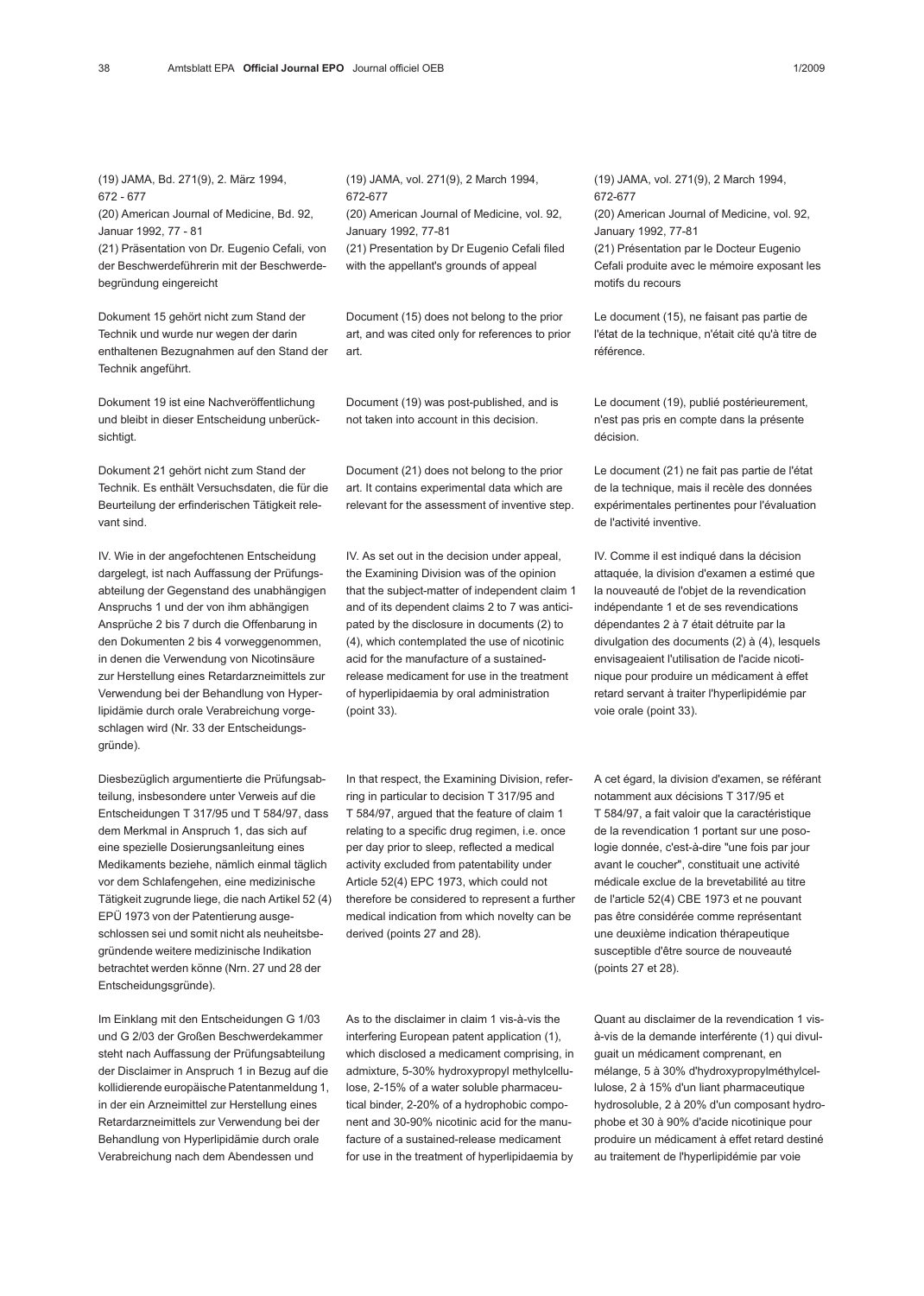(19) JAMA, Bd. 271(9), 2. März 1994, 672 - 677
(20) American Journal of Medicine, Bd. 92, Januar 1992, 77 - 81
(21) Präsentation von Dr. Eugenio Cefali, von der Beschwerdeführerin mit der Beschwerdebegründung eingereicht

Dokument 15 gehört nicht zum Stand der Technik und wurde nur wegen der darin enthaltenen Bezugnahmen auf den Stand der Technik angeführt.

Dokument 19 ist eine Nachveröffentlichung und bleibt in dieser Entscheidung unberücksichtigt.

Dokument 21 gehört nicht zum Stand der Technik. Es enthält Versuchsdaten, die für die Beurteilung der erfinderischen Tätigkeit relevant sind.

IV. Wie in der angefochtenen Entscheidung dargelegt, ist nach Auffassung der Prüfungsabteilung der Gegenstand des unabhängigen Anspruchs 1 und der von ihm abhängigen Ansprüche 2 bis 7 durch die Offenbarung in den Dokumenten 2 bis 4 vorweggenommen, in denen die Verwendung von Nicotinsäure zur Herstellung eines Retardarzneimittels zur Verwendung bei der Behandlung von Hyperlipidämie durch orale Verabreichung vorgeschlagen wird (Nr. 33 der Entscheidungsgründe).

Diesbezüglich argumentierte die Prüfungsabteilung, insbesondere unter Verweis auf die Entscheidungen T 317/95 und T 584/97, dass dem Merkmal in Anspruch 1, das sich auf eine spezielle Dosierungsanleitung eines Medikaments beziehe, nämlich einmal täglich vor dem Schlafengehen, eine medizinische Tätigkeit zugrunde liege, die nach Artikel 52 (4) EPÜ 1973 von der Patentierung ausgeschlossen sei und somit nicht als neuheitsbegründende weitere medizinische Indikation betrachtet werden könne (Nrn. 27 und 28 der Entscheidungsgründe).

Im Einklang mit den Entscheidungen G 1/03 und G 2/03 der Großen Beschwerdekammer steht nach Auffassung der Prüfungsabteilung der Disclaimer in Anspruch 1 in Bezug auf die kollidierende europäische Patentanmeldung 1, in der ein Arzneimittel zur Herstellung eines Retardarzneimittels zur Verwendung bei der Behandlung von Hyperlipidämie durch orale Verabreichung nach dem Abendessen und

(19) JAMA, vol. 271(9), 2 March 1994, 672-677
(20) American Journal of Medicine, vol. 92, January 1992, 77-81
(21) Presentation by Dr Eugenio Cefali filed with the appellant's grounds of appeal

Document (15) does not belong to the prior art, and was cited only for references to prior art.

Document (19) was post-published, and is not taken into account in this decision.

Document (21) does not belong to the prior art. It contains experimental data which are relevant for the assessment of inventive step.

IV. As set out in the decision under appeal, the Examining Division was of the opinion that the subject-matter of independent claim 1 and of its dependent claims 2 to 7 was anticipated by the disclosure in documents (2) to (4), which contemplated the use of nicotinic acid for the manufacture of a sustained-release medicament for use in the treatment of hyperlipidaemia by oral administration (point 33).

In that respect, the Examining Division, referring in particular to decision T 317/95 and T 584/97, argued that the feature of claim 1 relating to a specific drug regimen, i.e. once per day prior to sleep, reflected a medical activity excluded from patentability under Article 52(4) EPC 1973, which could not therefore be considered to represent a further medical indication from which novelty can be derived (points 27 and 28).

As to the disclaimer in claim 1 vis-à-vis the interfering European patent application (1), which disclosed a medicament comprising, in admixture, 5-30% hydroxypropyl methylcellulose, 2-15% of a water soluble pharmaceutical binder, 2-20% of a hydrophobic component and 30-90% nicotinic acid for the manufacture of a sustained-release medicament for use in the treatment of hyperlipidaemia by

(19) JAMA, vol. 271(9), 2 March 1994, 672-677
(20) American Journal of Medicine, vol. 92, January 1992, 77-81
(21) Présentation par le Docteur Eugenio Cefali produite avec le mémoire exposant les motifs du recours

Le document (15), ne faisant pas partie de l'état de la technique, n'était cité qu'à titre de référence.

Le document (19), publié postérieurement, n'est pas pris en compte dans la présente décision.

Le document (21) ne fait pas partie de l'état de la technique, mais il recèle des données expérimentales pertinentes pour l'évaluation de l'activité inventive.

IV. Comme il est indiqué dans la décision attaquée, la division d'examen a estimé que la nouveauté de l'objet de la revendication indépendante 1 et de ses revendications dépendantes 2 à 7 était détruite par la divulgation des documents (2) à (4), lesquels envisageaient l'utilisation de l'acide nicotinique pour produire un médicament à effet retard servant à traiter l'hyperlipidémie par voie orale (point 33).

A cet égard, la division d'examen, se référant notamment aux décisions T 317/95 et T 584/97, a fait valoir que la caractéristique de la revendication 1 portant sur une posologie donnée, c'est-à-dire "une fois par jour avant le coucher", constituait une activité médicale exclue de la brevetabilité au titre de l'article 52(4) CBE 1973 et ne pouvant pas être considérée comme représentant une deuxième indication thérapeutique susceptible d'être source de nouveauté (points 27 et 28).

Quant au disclaimer de la revendication 1 vis-à-vis de la demande interférente (1) qui divulguait un médicament comprenant, en mélange, 5 à 30% d'hydroxypropylméthylcellulose, 2 à 15% d'un liant pharmaceutique hydrosoluble, 2 à 20% d'un composant hydrophobe et 30 à 90% d'acide nicotinique pour produire un médicament à effet retard destiné au traitement de l'hyperlipidémie par voie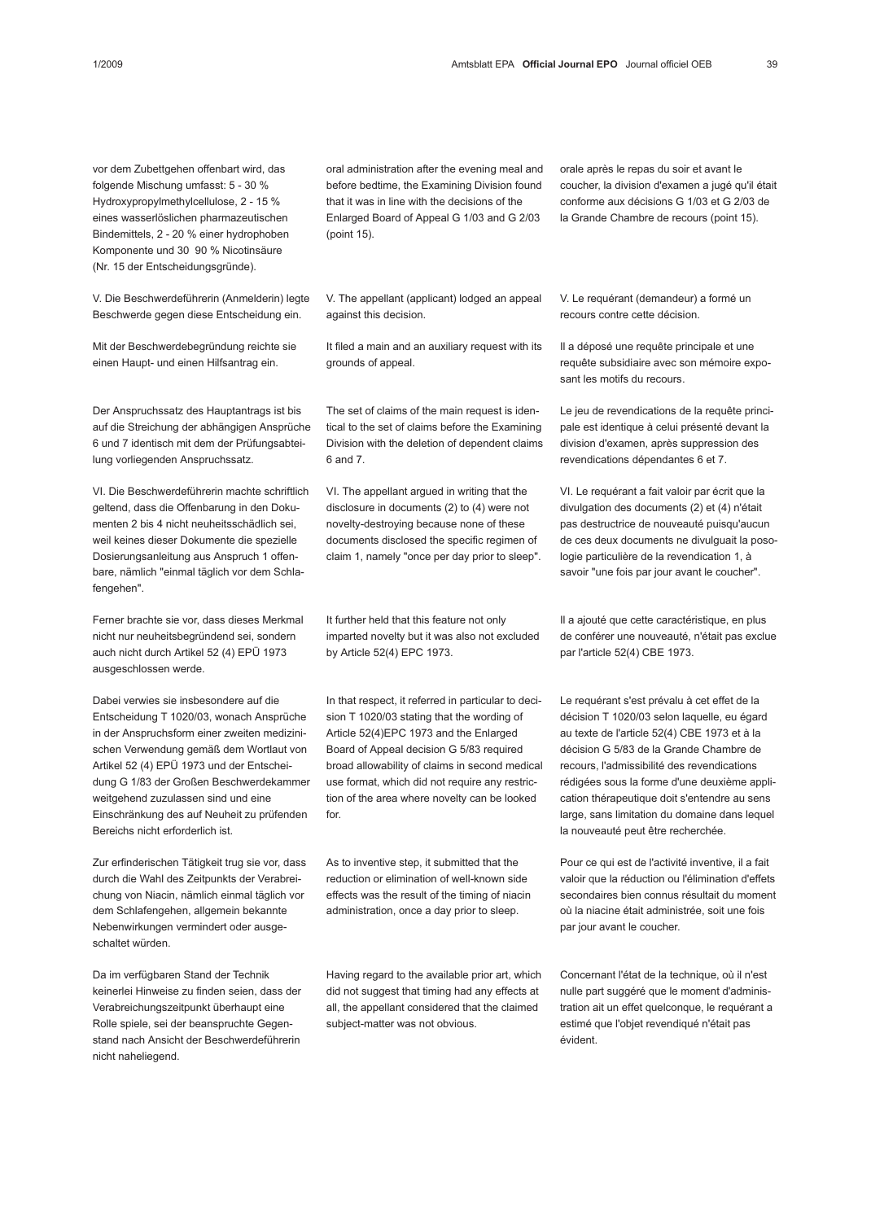vor dem Zubettgehen offenbart wird, das folgende Mischung umfasst: 5 - 30 % Hydroxypropylmethylcellulose, 2 - 15 % eines wasserlöslichen pharmazeutischen Bindemittels, 2 - 20 % einer hydrophoben Komponente und 30 90 % Nicotinsäure (Nr. 15 der Entscheidungsgründe).

V. Die Beschwerdeführerin (Anmelderin) legte Beschwerde gegen diese Entscheidung ein.

Mit der Beschwerdebegründung reichte sie einen Haupt- und einen Hilfsantrag ein.

Der Anspruchssatz des Hauptantrags ist bis auf die Streichung der abhängigen Ansprüche 6 und 7 identisch mit dem der Prüfungsabteilung vorliegenden Anspruchssatz.

VI. Die Beschwerdeführerin machte schriftlich geltend, dass die Offenbarung in den Dokumenten 2 bis 4 nicht neuheitsschädlich sei, weil keines dieser Dokumente die spezielle Dosierungsanleitung aus Anspruch 1 offenbare, nämlich "einmal täglich vor dem Schlafengehen".

Ferner brachte sie vor, dass dieses Merkmal nicht nur neuheitsbegründend sei, sondern auch nicht durch Artikel 52 (4) EPÜ 1973 ausgeschlossen werde.

Dabei verwies sie insbesondere auf die Entscheidung T 1020/03, wonach Ansprüche in der Anspruchsform einer zweiten medizinischen Verwendung gemäß dem Wortlaut von Artikel 52 (4) EPÜ 1973 und der Entscheidung G 1/83 der Großen Beschwerdekammer weitgehend zuzulassen sind und eine Einschränkung des auf Neuheit zu prüfenden Bereichs nicht erforderlich ist.

Zur erfinderischen Tätigkeit trug sie vor, dass durch die Wahl des Zeitpunkts der Verabreichung von Niacin, nämlich einmal täglich vor dem Schlafengehen, allgemein bekannte Nebenwirkungen vermindert oder ausgeschaltet würden.

Da im verfügbaren Stand der Technik keinerlei Hinweise zu finden seien, dass der Verabreichungszeitpunkt überhaupt eine Rolle spiele, sei der beanspruchte Gegenstand nach Ansicht der Beschwerdeführerin nicht naheliegend.

oral administration after the evening meal and before bedtime, the Examining Division found that it was in line with the decisions of the Enlarged Board of Appeal G 1/03 and G 2/03 (point 15).

V. The appellant (applicant) lodged an appeal against this decision.

It filed a main and an auxiliary request with its grounds of appeal.

The set of claims of the main request is identical to the set of claims before the Examining Division with the deletion of dependent claims 6 and 7.

VI. The appellant argued in writing that the disclosure in documents (2) to (4) were not novelty-destroying because none of these documents disclosed the specific regimen of claim 1, namely "once per day prior to sleep".

It further held that this feature not only imparted novelty but it was also not excluded by Article 52(4) EPC 1973.

In that respect, it referred in particular to decision T 1020/03 stating that the wording of Article 52(4)EPC 1973 and the Enlarged Board of Appeal decision G 5/83 required broad allowability of claims in second medical use format, which did not require any restriction of the area where novelty can be looked for.

As to inventive step, it submitted that the reduction or elimination of well-known side effects was the result of the timing of niacin administration, once a day prior to sleep.

Having regard to the available prior art, which did not suggest that timing had any effects at all, the appellant considered that the claimed subject-matter was not obvious.

orale après le repas du soir et avant le coucher, la division d'examen a jugé qu'il était conforme aux décisions G 1/03 et G 2/03 de la Grande Chambre de recours (point 15).

V. Le requérant (demandeur) a formé un recours contre cette décision.

Il a déposé une requête principale et une requête subsidiaire avec son mémoire exposant les motifs du recours.

Le jeu de revendications de la requête principale est identique à celui présenté devant la division d'examen, après suppression des revendications dépendantes 6 et 7.

VI. Le requérant a fait valoir par écrit que la divulgation des documents (2) et (4) n'était pas destructrice de nouveauté puisqu'aucun de ces deux documents ne divulguait la posologie particulière de la revendication 1, à savoir "une fois par jour avant le coucher".

Il a ajouté que cette caractéristique, en plus de conférer une nouveauté, n'était pas exclue par l'article 52(4) CBE 1973.

Le requérant s'est prévalu à cet effet de la décision T 1020/03 selon laquelle, eu égard au texte de l'article 52(4) CBE 1973 et à la décision G 5/83 de la Grande Chambre de recours, l'admissibilité des revendications rédigées sous la forme d'une deuxième application thérapeutique doit s'entendre au sens large, sans limitation du domaine dans lequel la nouveauté peut être recherchée.

Pour ce qui est de l'activité inventive, il a fait valoir que la réduction ou l'élimination d'effets secondaires bien connus résultait du moment où la niacine était administrée, soit une fois par jour avant le coucher.

Concernant l'état de la technique, où il n'est nulle part suggéré que le moment d'administration ait un effet quelconque, le requérant a estimé que l'objet revendiqué n'était pas évident.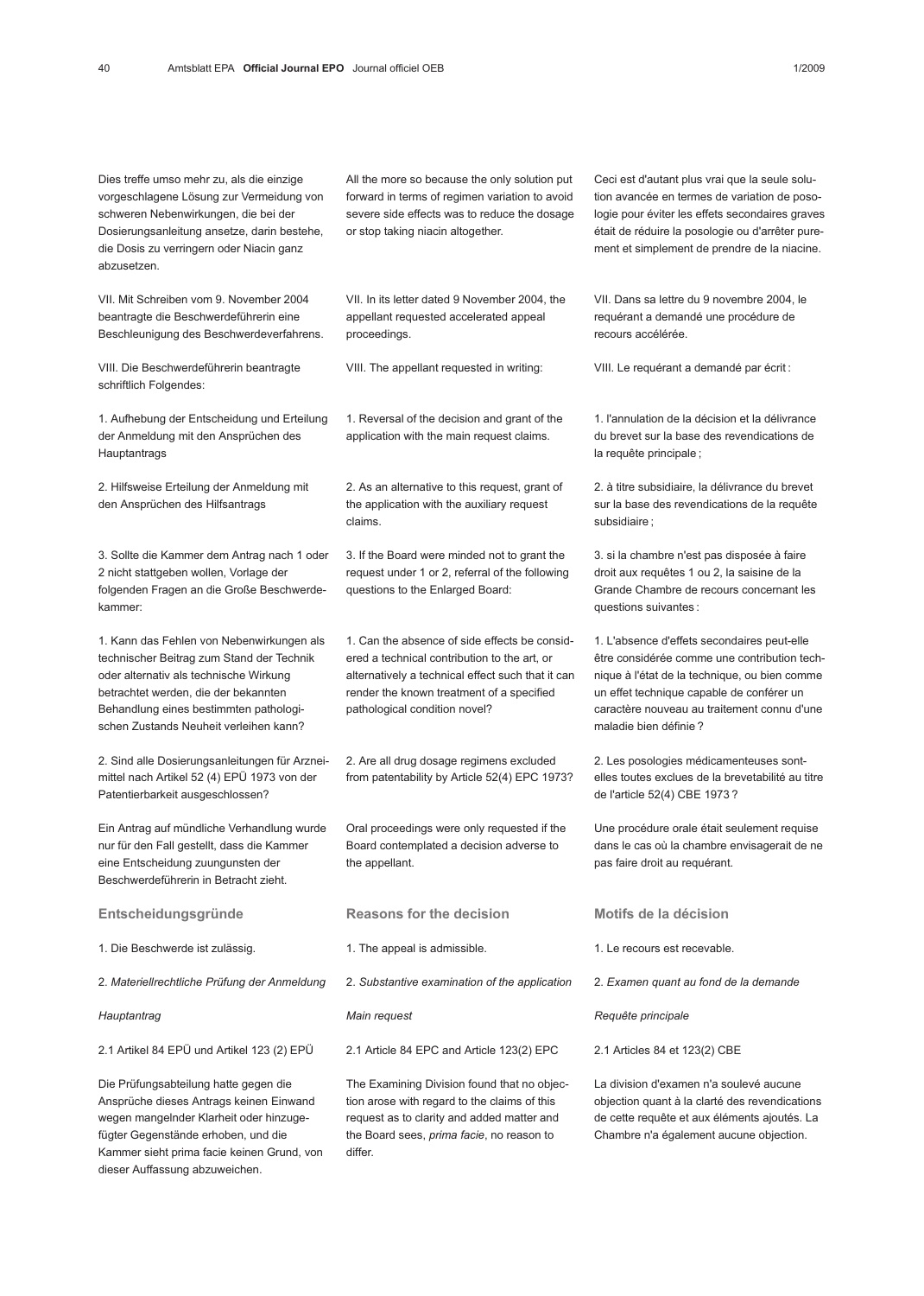Dies treffe umso mehr zu, als die einzige vorgeschlagene Lösung zur Vermeidung von schweren Nebenwirkungen, die bei der Dosierungsanleitung ansetze, darin bestehe, die Dosis zu verringern oder Niacin ganz abzusetzen.

VII. Mit Schreiben vom 9. November 2004 beantragte die Beschwerdeführerin eine Beschleunigung des Beschwerdeverfahrens.

VIII. Die Beschwerdeführerin beantragte schriftlich Folgendes:

1. Aufhebung der Entscheidung und Erteilung der Anmeldung mit den Ansprüchen des Hauptantrags

2. Hilfsweise Erteilung der Anmeldung mit den Ansprüchen des Hilfsantrags

3. Sollte die Kammer dem Antrag nach 1 oder 2 nicht stattgeben wollen, Vorlage der folgenden Fragen an die Große Beschwerdekammer:

1. Kann das Fehlen von Nebenwirkungen als technischer Beitrag zum Stand der Technik oder alternativ als technische Wirkung betrachtet werden, die der bekannten Behandlung eines bestimmten pathologischen Zustands Neuheit verleihen kann?

2. Sind alle Dosierungsanleitungen für Arzneimittel nach Artikel 52 (4) EPÜ 1973 von der Patentierbarkeit ausgeschlossen?

Ein Antrag auf mündliche Verhandlung wurde nur für den Fall gestellt, dass die Kammer eine Entscheidung zuungunsten der Beschwerdeführerin in Betracht zieht.

## Entscheidungsgründe

1. Die Beschwerde ist zulässig.

2. *Materiellrechtliche Prüfung der Anmeldung*

*Hauptantrag*

2.1 Artikel 84 EPÜ und Artikel 123 (2) EPÜ

Die Prüfungsabteilung hatte gegen die Ansprüche dieses Antrags keinen Einwand wegen mangelnder Klarheit oder hinzugefügter Gegenstände erhoben, und die Kammer sieht prima facie keinen Grund, von dieser Auffassung abzuweichen.

All the more so because the only solution put forward in terms of regimen variation to avoid severe side effects was to reduce the dosage or stop taking niacin altogether.

VII. In its letter dated 9 November 2004, the appellant requested accelerated appeal proceedings.

VIII. The appellant requested in writing:

1. Reversal of the decision and grant of the application with the main request claims.

2. As an alternative to this request, grant of the application with the auxiliary request claims.

3. If the Board were minded not to grant the request under 1 or 2, referral of the following questions to the Enlarged Board:

1. Can the absence of side effects be considered a technical contribution to the art, or alternatively a technical effect such that it can render the known treatment of a specified pathological condition novel?

2. Are all drug dosage regimens excluded from patentability by Article 52(4) EPC 1973?

Oral proceedings were only requested if the Board contemplated a decision adverse to the appellant.

## Reasons for the decision

1. The appeal is admissible.

2. *Substantive examination of the application*

*Main request*

2.1 Article 84 EPC and Article 123(2) EPC

The Examining Division found that no objection arose with regard to the claims of this request as to clarity and added matter and the Board sees, *prima facie*, no reason to differ.

Ceci est d'autant plus vrai que la seule solution avancée en termes de variation de posologie pour éviter les effets secondaires graves était de réduire la posologie ou d'arrêter purement et simplement de prendre de la niacine.

VII. Dans sa lettre du 9 novembre 2004, le requérant a demandé une procédure de recours accélérée.

VIII. Le requérant a demandé par écrit :

1. l'annulation de la décision et la délivrance du brevet sur la base des revendications de la requête principale ;

2. à titre subsidiaire, la délivrance du brevet sur la base des revendications de la requête subsidiaire ;

3. si la chambre n'est pas disposée à faire droit aux requêtes 1 ou 2, la saisine de la Grande Chambre de recours concernant les questions suivantes :

1. L'absence d'effets secondaires peut-elle être considérée comme une contribution technique à l'état de la technique, ou bien comme un effet technique capable de conférer un caractère nouveau au traitement connu d'une maladie bien définie ?

2. Les posologies médicamenteuses sont-elles toutes exclues de la brevetabilité au titre de l'article 52(4) CBE 1973 ?

Une procédure orale était seulement requise dans le cas où la chambre envisagerait de ne pas faire droit au requérant.

## Motifs de la décision

1. Le recours est recevable.

2. *Examen quant au fond de la demande*

*Requête principale*

2.1 Articles 84 et 123(2) CBE

La division d'examen n'a soulevé aucune objection quant à la clarté des revendications de cette requête et aux éléments ajoutés. La Chambre n'a également aucune objection.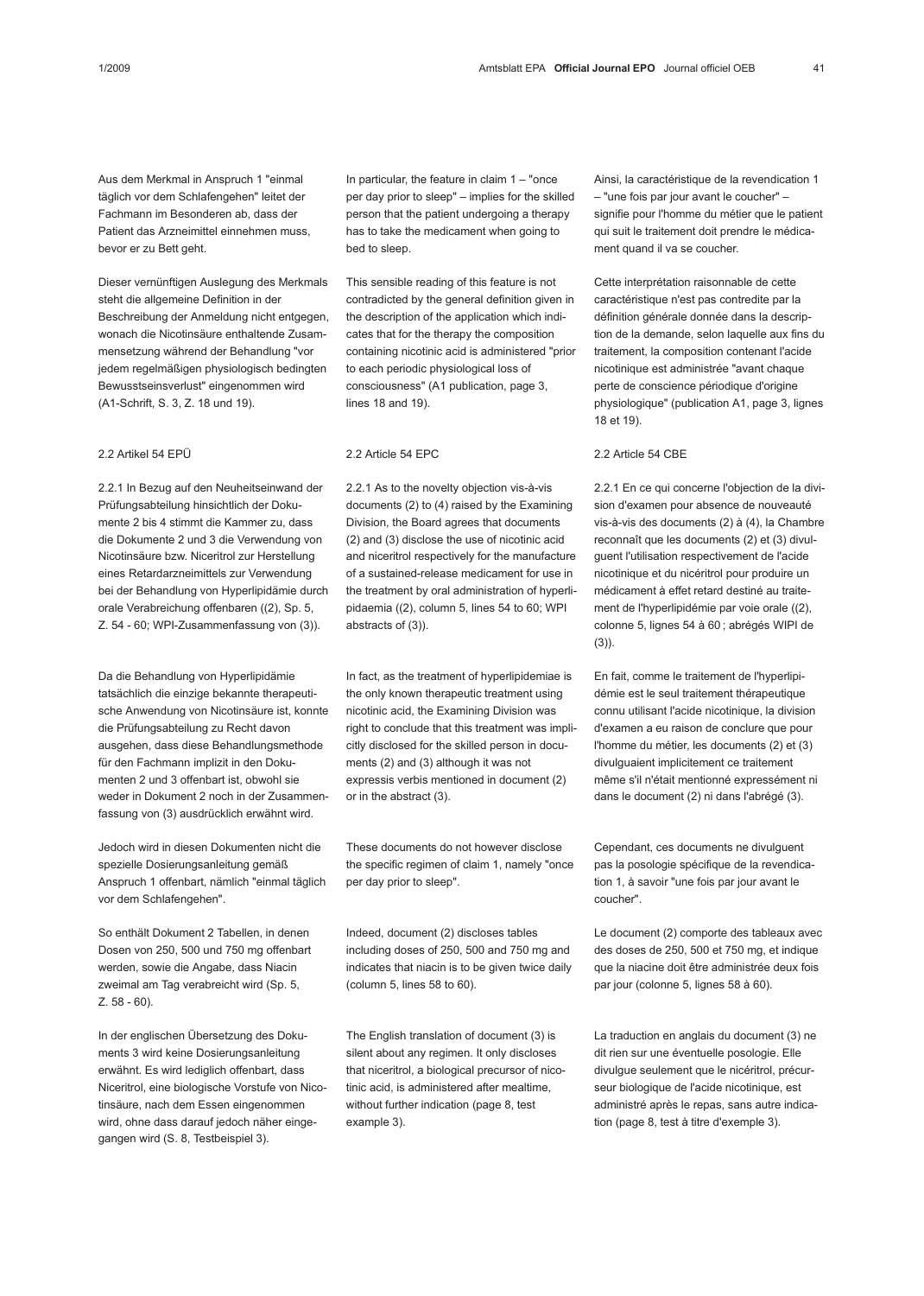Aus dem Merkmal in Anspruch 1 "einmal täglich vor dem Schlafengehen" leitet der Fachmann im Besonderen ab, dass der Patient das Arzneimittel einnehmen muss, bevor er zu Bett geht.

Dieser vernünftigen Auslegung des Merkmals steht die allgemeine Definition in der Beschreibung der Anmeldung nicht entgegen, wonach die Nicotinsäure enthaltende Zusammensetzung während der Behandlung "vor jedem regelmäßigen physiologisch bedingten Bewusstseinsverlust" eingenommen wird (A1-Schrift, S. 3, Z. 18 und 19).

2.2 Artikel 54 EPÜ

2.2.1 In Bezug auf den Neuheitseinwand der Prüfungsabteilung hinsichtlich der Dokumente 2 bis 4 stimmt die Kammer zu, dass die Dokumente 2 und 3 die Verwendung von Nicotinsäure bzw. Niceritrol zur Herstellung eines Retardarzneimittels zur Verwendung bei der Behandlung von Hyperlipidämie durch orale Verabreichung offenbaren ((2), Sp. 5, Z. 54 - 60; WPI-Zusammenfassung von (3)).

Da die Behandlung von Hyperlipidämie tatsächlich die einzige bekannte therapeutische Anwendung von Nicotinsäure ist, konnte die Prüfungsabteilung zu Recht davon ausgehen, dass diese Behandlungsmethode für den Fachmann implizit in den Dokumenten 2 und 3 offenbart ist, obwohl sie weder in Dokument 2 noch in der Zusammenfassung von (3) ausdrücklich erwähnt wird.

Jedoch wird in diesen Dokumenten nicht die spezielle Dosierungsanleitung gemäß Anspruch 1 offenbart, nämlich "einmal täglich vor dem Schlafengehen".

So enthält Dokument 2 Tabellen, in denen Dosen von 250, 500 und 750 mg offenbart werden, sowie die Angabe, dass Niacin zweimal am Tag verabreicht wird (Sp. 5, Z. 58 - 60).

In der englischen Übersetzung des Dokuments 3 wird keine Dosierungsanleitung erwähnt. Es wird lediglich offenbart, dass Niceritrol, eine biologische Vorstufe von Nicotinsäure, nach dem Essen eingenommen wird, ohne dass darauf jedoch näher eingegangen wird (S. 8, Testbeispiel 3).

In particular, the feature in claim 1 – "once per day prior to sleep" – implies for the skilled person that the patient undergoing a therapy has to take the medicament when going to bed to sleep.

This sensible reading of this feature is not contradicted by the general definition given in the description of the application which indicates that for the therapy the composition containing nicotinic acid is administered "prior to each periodic physiological loss of consciousness" (A1 publication, page 3, lines 18 and 19).

2.2 Article 54 EPC

2.2.1 As to the novelty objection vis-à-vis documents (2) to (4) raised by the Examining Division, the Board agrees that documents (2) and (3) disclose the use of nicotinic acid and niceritrol respectively for the manufacture of a sustained-release medicament for use in the treatment by oral administration of hyperlipidaemia ((2), column 5, lines 54 to 60; WPI abstracts of (3)).

In fact, as the treatment of hyperlipidemiae is the only known therapeutic treatment using nicotinic acid, the Examining Division was right to conclude that this treatment was implicitly disclosed for the skilled person in documents (2) and (3) although it was not expressis verbis mentioned in document (2) or in the abstract (3).

These documents do not however disclose the specific regimen of claim 1, namely "once per day prior to sleep".

Indeed, document (2) discloses tables including doses of 250, 500 and 750 mg and indicates that niacin is to be given twice daily (column 5, lines 58 to 60).

The English translation of document (3) is silent about any regimen. It only discloses that niceritrol, a biological precursor of nicotinic acid, is administered after mealtime, without further indication (page 8, test example 3).

Ainsi, la caractéristique de la revendication 1 – "une fois par jour avant le coucher" – signifie pour l'homme du métier que le patient qui suit le traitement doit prendre le médicament quand il va se coucher.

Cette interprétation raisonnable de cette caractéristique n'est pas contredite par la définition générale donnée dans la description de la demande, selon laquelle aux fins du traitement, la composition contenant l'acide nicotinique est administrée "avant chaque perte de conscience périodique d'origine physiologique" (publication A1, page 3, lignes 18 et 19).

2.2 Article 54 CBE

2.2.1 En ce qui concerne l'objection de la division d'examen pour absence de nouveauté vis-à-vis des documents (2) à (4), la Chambre reconnaît que les documents (2) et (3) divulguent l'utilisation respectivement de l'acide nicotinique et du nicéritrol pour produire un médicament à effet retard destiné au traitement de l'hyperlipidémie par voie orale ((2), colonne 5, lignes 54 à 60 ; abrégés WIPI de (3)).

En fait, comme le traitement de l'hyperlipidémie est le seul traitement thérapeutique connu utilisant l'acide nicotinique, la division d'examen a eu raison de conclure que pour l'homme du métier, les documents (2) et (3) divulguaient implicitement ce traitement même s'il n'était mentionné expressément ni dans le document (2) ni dans l'abrégé (3).

Cependant, ces documents ne divulguent pas la posologie spécifique de la revendication 1, à savoir "une fois par jour avant le coucher".

Le document (2) comporte des tableaux avec des doses de 250, 500 et 750 mg, et indique que la niacine doit être administrée deux fois par jour (colonne 5, lignes 58 à 60).

La traduction en anglais du document (3) ne dit rien sur une éventuelle posologie. Elle divulgue seulement que le nicéritrol, précurseur biologique de l'acide nicotinique, est administré après le repas, sans autre indication (page 8, test à titre d'exemple 3).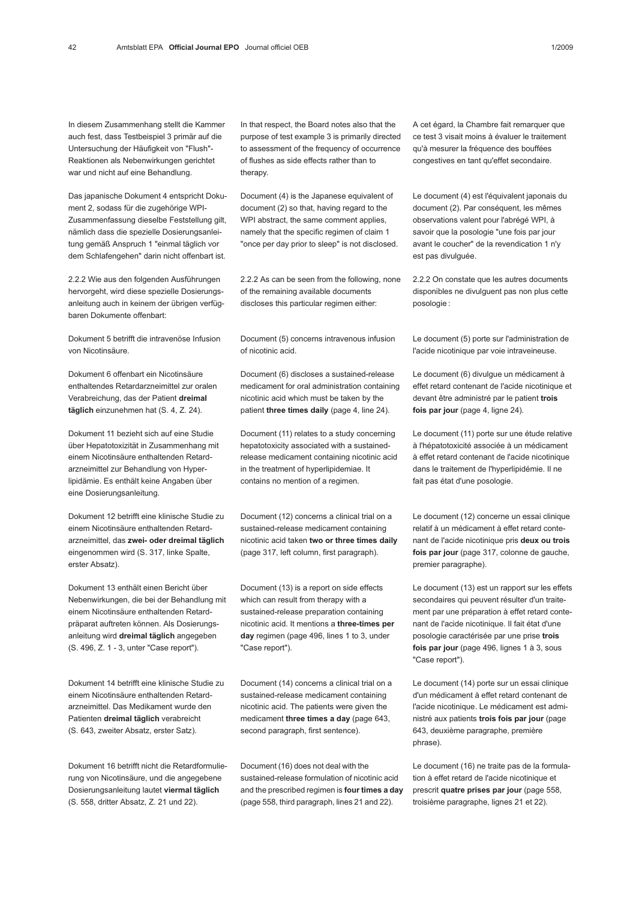In diesem Zusammenhang stellt die Kammer auch fest, dass Testbeispiel 3 primär auf die Untersuchung der Häufigkeit von "Flush"-Reaktionen als Nebenwirkungen gerichtet war und nicht auf eine Behandlung.

Das japanische Dokument 4 entspricht Dokument 2, sodass für die zugehörige WPI-Zusammenfassung dieselbe Feststellung gilt, nämlich dass die spezielle Dosierungsanleitung gemäß Anspruch 1 "einmal täglich vor dem Schlafengehen" darin nicht offenbart ist.

2.2.2 Wie aus den folgenden Ausführungen hervorgeht, wird diese spezielle Dosierungsanleitung auch in keinem der übrigen verfügbaren Dokumente offenbart:

Dokument 5 betrifft die intravenöse Infusion von Nicotinsäure.

Dokument 6 offenbart ein Nicotinsäure enthaltendes Retardarzneimittel zur oralen Verabreichung, das der Patient **dreimal täglich** einzunehmen hat (S. 4, Z. 24).

Dokument 11 bezieht sich auf eine Studie über Hepatotoxizität in Zusammenhang mit einem Nicotinsäure enthaltenden Retardarzneimittel zur Behandlung von Hyperlipidämie. Es enthält keine Angaben über eine Dosierungsanleitung.

Dokument 12 betrifft eine klinische Studie zu einem Nicotinsäure enthaltenden Retardarzneimittel, das **zwei- oder dreimal täglich** eingenommen wird (S. 317, linke Spalte, erster Absatz).

Dokument 13 enthält einen Bericht über Nebenwirkungen, die bei der Behandlung mit einem Nicotinsäure enthaltenden Retardpräparat auftreten können. Als Dosierungsanleitung wird **dreimal täglich** angegeben (S. 496, Z. 1 - 3, unter "Case report").

Dokument 14 betrifft eine klinische Studie zu einem Nicotinsäure enthaltenden Retardarzneimittel. Das Medikament wurde den Patienten **dreimal täglich** verabreicht (S. 643, zweiter Absatz, erster Satz).

Dokument 16 betrifft nicht die Retardformulierung von Nicotinsäure, und die angegebene Dosierungsanleitung lautet **viermal täglich** (S. 558, dritter Absatz, Z. 21 und 22).

In that respect, the Board notes also that the purpose of test example 3 is primarily directed to assessment of the frequency of occurrence of flushes as side effects rather than to therapy.

Document (4) is the Japanese equivalent of document (2) so that, having regard to the WPI abstract, the same comment applies, namely that the specific regimen of claim 1 "once per day prior to sleep" is not disclosed.

2.2.2 As can be seen from the following, none of the remaining available documents discloses this particular regimen either:

Document (5) concerns intravenous infusion of nicotinic acid.

Document (6) discloses a sustained-release medicament for oral administration containing nicotinic acid which must be taken by the patient **three times daily** (page 4, line 24).

Document (11) relates to a study concerning hepatotoxicity associated with a sustained-release medicament containing nicotinic acid in the treatment of hyperlipidemiae. It contains no mention of a regimen.

Document (12) concerns a clinical trial on a sustained-release medicament containing nicotinic acid taken **two or three times daily** (page 317, left column, first paragraph).

Document (13) is a report on side effects which can result from therapy with a sustained-release preparation containing nicotinic acid. It mentions a **three-times per day** regimen (page 496, lines 1 to 3, under "Case report").

Document (14) concerns a clinical trial on a sustained-release medicament containing nicotinic acid. The patients were given the medicament **three times a day** (page 643, second paragraph, first sentence).

Document (16) does not deal with the sustained-release formulation of nicotinic acid and the prescribed regimen is **four times a day** (page 558, third paragraph, lines 21 and 22).

A cet égard, la Chambre fait remarquer que ce test 3 visait moins à évaluer le traitement qu'à mesurer la fréquence des bouffées congestives en tant qu'effet secondaire.

Le document (4) est l'équivalent japonais du document (2). Par conséquent, les mêmes observations valent pour l'abrégé WPI, à savoir que la posologie "une fois par jour avant le coucher" de la revendication 1 n'y est pas divulguée.

2.2.2 On constate que les autres documents disponibles ne divulguent pas non plus cette posologie :

Le document (5) porte sur l'administration de l'acide nicotinique par voie intraveineuse.

Le document (6) divulgue un médicament à effet retard contenant de l'acide nicotinique et devant être administré par le patient **trois fois par jour** (page 4, ligne 24).

Le document (11) porte sur une étude relative à l'hépatotoxicité associée à un médicament à effet retard contenant de l'acide nicotinique dans le traitement de l'hyperlipidémie. Il ne fait pas état d'une posologie.

Le document (12) concerne un essai clinique relatif à un médicament à effet retard contenant de l'acide nicotinique pris **deux ou trois fois par jour** (page 317, colonne de gauche, premier paragraphe).

Le document (13) est un rapport sur les effets secondaires qui peuvent résulter d'un traitement par une préparation à effet retard contenant de l'acide nicotinique. Il fait état d'une posologie caractérisée par une prise **trois fois par jour** (page 496, lignes 1 à 3, sous "Case report").

Le document (14) porte sur un essai clinique d'un médicament à effet retard contenant de l'acide nicotinique. Le médicament est administré aux patients **trois fois par jour** (page 643, deuxième paragraphe, première phrase).

Le document (16) ne traite pas de la formulation à effet retard de l'acide nicotinique et prescrit **quatre prises par jour** (page 558, troisième paragraphe, lignes 21 et 22).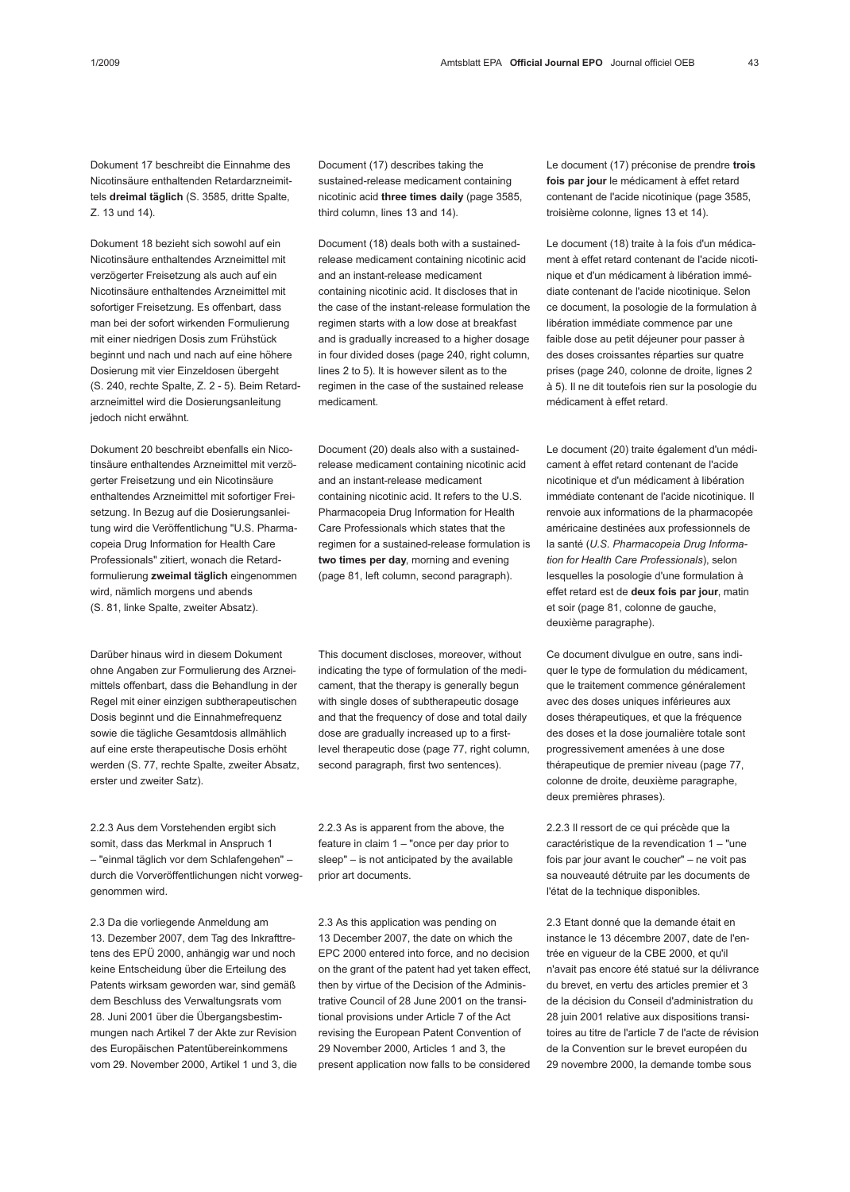Dokument 17 beschreibt die Einnahme des Nicotinsäure enthaltenden Retardarzneimittels **dreimal täglich** (S. 3585, dritte Spalte, Z. 13 und 14).

Dokument 18 bezieht sich sowohl auf ein Nicotinsäure enthaltendes Arzneimittel mit verzögerter Freisetzung als auch auf ein Nicotinsäure enthaltendes Arzneimittel mit sofortiger Freisetzung. Es offenbart, dass man bei der sofort wirkenden Formulierung mit einer niedrigen Dosis zum Frühstück beginnt und nach und nach auf eine höhere Dosierung mit vier Einzeldosen übergeht (S. 240, rechte Spalte, Z. 2 - 5). Beim Retardarzneimittel wird die Dosierungsanleitung jedoch nicht erwähnt.

Dokument 20 beschreibt ebenfalls ein Nicotinsäure enthaltendes Arzneimittel mit verzögerter Freisetzung und ein Nicotinsäure enthaltendes Arzneimittel mit sofortiger Freisetzung. In Bezug auf die Dosierungsanleitung wird die Veröffentlichung "U.S. Pharmacopeia Drug Information for Health Care Professionals" zitiert, wonach die Retardformulierung **zweimal täglich** eingenommen wird, nämlich morgens und abends (S. 81, linke Spalte, zweiter Absatz).

Darüber hinaus wird in diesem Dokument ohne Angaben zur Formulierung des Arzneimittels offenbart, dass die Behandlung in der Regel mit einer einzigen subtherapeutischen Dosis beginnt und die Einnahmefrequenz sowie die tägliche Gesamtdosis allmählich auf eine erste therapeutische Dosis erhöht werden (S. 77, rechte Spalte, zweiter Absatz, erster und zweiter Satz).

2.2.3 Aus dem Vorstehenden ergibt sich somit, dass das Merkmal in Anspruch 1 – "einmal täglich vor dem Schlafengehen" – durch die Vorveröffentlichungen nicht vorweggenommen wird.

2.3 Da die vorliegende Anmeldung am 13. Dezember 2007, dem Tag des Inkrafttretens des EPÜ 2000, anhängig war und noch keine Entscheidung über die Erteilung des Patents wirksam geworden war, sind gemäß dem Beschluss des Verwaltungsrats vom 28. Juni 2001 über die Übergangsbestimmungen nach Artikel 7 der Akte zur Revision des Europäischen Patentübereinkommens vom 29. November 2000, Artikel 1 und 3, die

Document (17) describes taking the sustained-release medicament containing nicotinic acid **three times daily** (page 3585, third column, lines 13 and 14).

Document (18) deals both with a sustained-release medicament containing nicotinic acid and an instant-release medicament containing nicotinic acid. It discloses that in the case of the instant-release formulation the regimen starts with a low dose at breakfast and is gradually increased to a higher dosage in four divided doses (page 240, right column, lines 2 to 5). It is however silent as to the regimen in the case of the sustained release medicament.

Document (20) deals also with a sustained-release medicament containing nicotinic acid and an instant-release medicament containing nicotinic acid. It refers to the U.S. Pharmacopeia Drug Information for Health Care Professionals which states that the regimen for a sustained-release formulation is **two times per day**, morning and evening (page 81, left column, second paragraph).

This document discloses, moreover, without indicating the type of formulation of the medicament, that the therapy is generally begun with single doses of subtherapeutic dosage and that the frequency of dose and total daily dose are gradually increased up to a first-level therapeutic dose (page 77, right column, second paragraph, first two sentences).

2.2.3 As is apparent from the above, the feature in claim 1 – "once per day prior to sleep" – is not anticipated by the available prior art documents.

2.3 As this application was pending on 13 December 2007, the date on which the EPC 2000 entered into force, and no decision on the grant of the patent had yet taken effect, then by virtue of the Decision of the Administrative Council of 28 June 2001 on the transitional provisions under Article 7 of the Act revising the European Patent Convention of 29 November 2000, Articles 1 and 3, the present application now falls to be considered

Le document (17) préconise de prendre **trois fois par jour** le médicament à effet retard contenant de l'acide nicotinique (page 3585, troisième colonne, lignes 13 et 14).

Le document (18) traite à la fois d'un médicament à effet retard contenant de l'acide nicotinique et d'un médicament à libération immédiate contenant de l'acide nicotinique. Selon ce document, la posologie de la formulation à libération immédiate commence par une faible dose au petit déjeuner pour passer à des doses croissantes réparties sur quatre prises (page 240, colonne de droite, lignes 2 à 5). Il ne dit toutefois rien sur la posologie du médicament à effet retard.

Le document (20) traite également d'un médicament à effet retard contenant de l'acide nicotinique et d'un médicament à libération immédiate contenant de l'acide nicotinique. Il renvoie aux informations de la pharmacopée américaine destinées aux professionnels de la santé (*U.S. Pharmacopeia Drug Information for Health Care Professionals*), selon lesquelles la posologie d'une formulation à effet retard est de **deux fois par jour**, matin et soir (page 81, colonne de gauche, deuxième paragraphe).

Ce document divulgue en outre, sans indiquer le type de formulation du médicament, que le traitement commence généralement avec des doses uniques inférieures aux doses thérapeutiques, et que la fréquence des doses et la dose journalière totale sont progressivement amenées à une dose thérapeutique de premier niveau (page 77, colonne de droite, deuxième paragraphe, deux premières phrases).

2.2.3 Il ressort de ce qui précède que la caractéristique de la revendication 1 – "une fois par jour avant le coucher" – ne voit pas sa nouveauté détruite par les documents de l'état de la technique disponibles.

2.3 Etant donné que la demande était en instance le 13 décembre 2007, date de l'entrée en vigueur de la CBE 2000, et qu'il n'avait pas encore été statué sur la délivrance du brevet, en vertu des articles premier et 3 de la décision du Conseil d'administration du 28 juin 2001 relative aux dispositions transitoires au titre de l'article 7 de l'acte de révision de la Convention sur le brevet européen du 29 novembre 2000, la demande tombe sous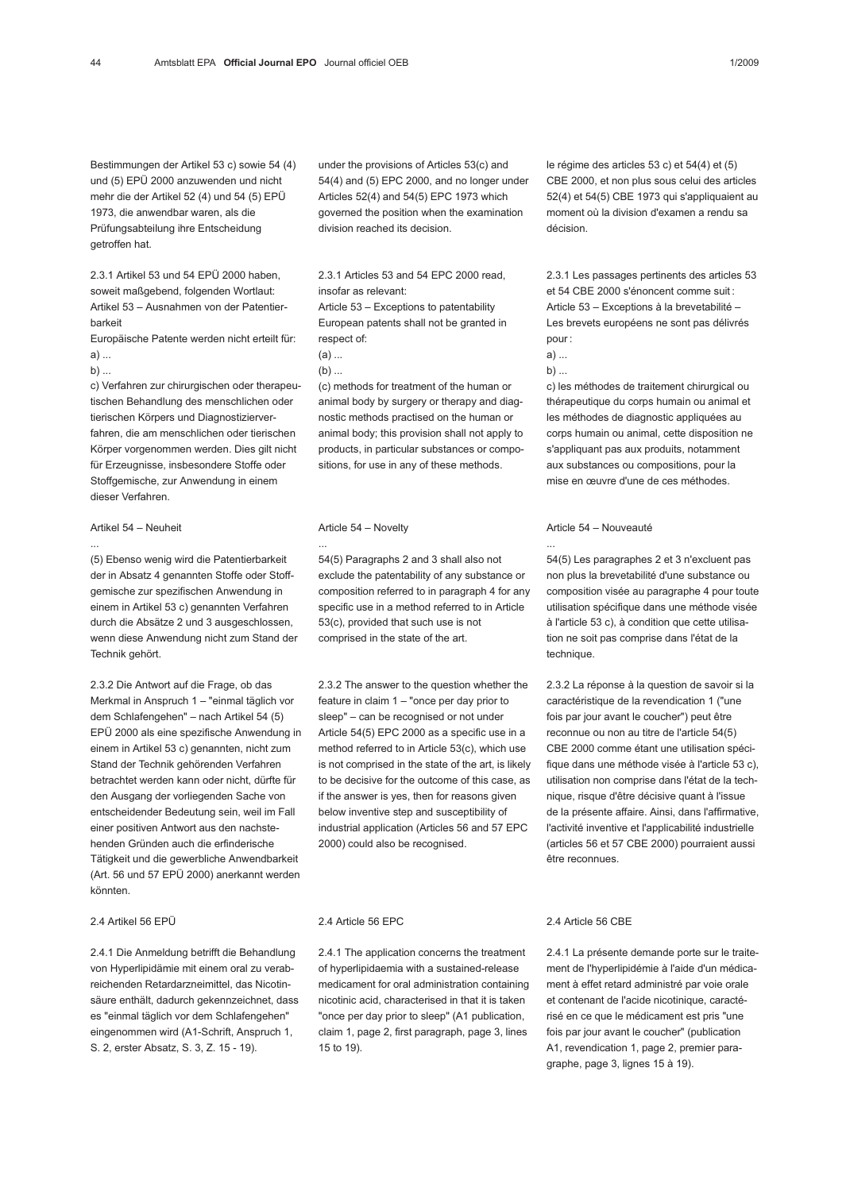Bestimmungen der Artikel 53 c) sowie 54 (4) und (5) EPÜ 2000 anzuwenden und nicht mehr die der Artikel 52 (4) und 54 (5) EPÜ 1973, die anwendbar waren, als die Prüfungsabteilung ihre Entscheidung getroffen hat.

2.3.1 Artikel 53 und 54 EPÜ 2000 haben, soweit maßgebend, folgenden Wortlaut:
Artikel 53 – Ausnahmen von der Patentierbarkeit
Europäische Patente werden nicht erteilt für:
a) ...
b) ...
c) Verfahren zur chirurgischen oder therapeutischen Behandlung des menschlichen oder tierischen Körpers und Diagnostizierverfahren, die am menschlichen oder tierischen Körper vorgenommen werden. Dies gilt nicht für Erzeugnisse, insbesondere Stoffe oder Stoffgemische, zur Anwendung in einem dieser Verfahren.

Artikel 54 – Neuheit
...
(5) Ebenso wenig wird die Patentierbarkeit der in Absatz 4 genannten Stoffe oder Stoffgemische zur spezifischen Anwendung in einem in Artikel 53 c) genannten Verfahren durch die Absätze 2 und 3 ausgeschlossen, wenn diese Anwendung nicht zum Stand der Technik gehört.

2.3.2 Die Antwort auf die Frage, ob das Merkmal in Anspruch 1 – "einmal täglich vor dem Schlafengehen" – nach Artikel 54 (5) EPÜ 2000 als eine spezifische Anwendung in einem in Artikel 53 c) genannten, nicht zum Stand der Technik gehörenden Verfahren betrachtet werden kann oder nicht, dürfte für den Ausgang der vorliegenden Sache von entscheidender Bedeutung sein, weil im Fall einer positiven Antwort aus den nachstehenden Gründen auch die erfinderische Tätigkeit und die gewerbliche Anwendbarkeit (Art. 56 und 57 EPÜ 2000) anerkannt werden könnten.

2.4 Artikel 56 EPÜ

2.4.1 Die Anmeldung betrifft die Behandlung von Hyperlipidämie mit einem oral zu verabreichenden Retardarzneimittel, das Nicotinsäure enthält, dadurch gekennzeichnet, dass es "einmal täglich vor dem Schlafengehen" eingenommen wird (A1-Schrift, Anspruch 1, S. 2, erster Absatz, S. 3, Z. 15 - 19).

under the provisions of Articles 53(c) and 54(4) and (5) EPC 2000, and no longer under Articles 52(4) and 54(5) EPC 1973 which governed the position when the examination division reached its decision.

2.3.1 Articles 53 and 54 EPC 2000 read, insofar as relevant:
Article 53 – Exceptions to patentability
European patents shall not be granted in respect of:
(a) ...
(b) ...
(c) methods for treatment of the human or animal body by surgery or therapy and diagnostic methods practised on the human or animal body; this provision shall not apply to products, in particular substances or compositions, for use in any of these methods.

Article 54 – Novelty
...
54(5) Paragraphs 2 and 3 shall also not exclude the patentability of any substance or composition referred to in paragraph 4 for any specific use in a method referred to in Article 53(c), provided that such use is not comprised in the state of the art.

2.3.2 The answer to the question whether the feature in claim 1 – "once per day prior to sleep" – can be recognised or not under Article 54(5) EPC 2000 as a specific use in a method referred to in Article 53(c), which use is not comprised in the state of the art, is likely to be decisive for the outcome of this case, as if the answer is yes, then for reasons given below inventive step and susceptibility of industrial application (Articles 56 and 57 EPC 2000) could also be recognised.

2.4 Article 56 EPC

2.4.1 The application concerns the treatment of hyperlipidaemia with a sustained-release medicament for oral administration containing nicotinic acid, characterised in that it is taken "once per day prior to sleep" (A1 publication, claim 1, page 2, first paragraph, page 3, lines 15 to 19).

le régime des articles 53 c) et 54(4) et (5) CBE 2000, et non plus sous celui des articles 52(4) et 54(5) CBE 1973 qui s'appliquaient au moment où la division d'examen a rendu sa décision.

2.3.1 Les passages pertinents des articles 53 et 54 CBE 2000 s'énoncent comme suit :
Article 53 – Exceptions à la brevetabilité –
Les brevets européens ne sont pas délivrés pour :
a) ...
b) ...
c) les méthodes de traitement chirurgical ou thérapeutique du corps humain ou animal et les méthodes de diagnostic appliquées au corps humain ou animal, cette disposition ne s'appliquant pas aux produits, notamment aux substances ou compositions, pour la mise en œuvre d'une de ces méthodes.

Article 54 – Nouveauté
...
54(5) Les paragraphes 2 et 3 n'excluent pas non plus la brevetabilité d'une substance ou composition visée au paragraphe 4 pour toute utilisation spécifique dans une méthode visée à l'article 53 c), à condition que cette utilisation ne soit pas comprise dans l'état de la technique.

2.3.2 La réponse à la question de savoir si la caractéristique de la revendication 1 ("une fois par jour avant le coucher") peut être reconnue ou non au titre de l'article 54(5) CBE 2000 comme étant une utilisation spécifique dans une méthode visée à l'article 53 c), utilisation non comprise dans l'état de la technique, risque d'être décisive quant à l'issue de la présente affaire. Ainsi, dans l'affirmative, l'activité inventive et l'applicabilité industrielle (articles 56 et 57 CBE 2000) pourraient aussi être reconnues.

2.4 Article 56 CBE

2.4.1 La présente demande porte sur le traitement de l'hyperlipidémie à l'aide d'un médicament à effet retard administré par voie orale et contenant de l'acide nicotinique, caractérisé en ce que le médicament est pris "une fois par jour avant le coucher" (publication A1, revendication 1, page 2, premier paragraphe, page 3, lignes 15 à 19).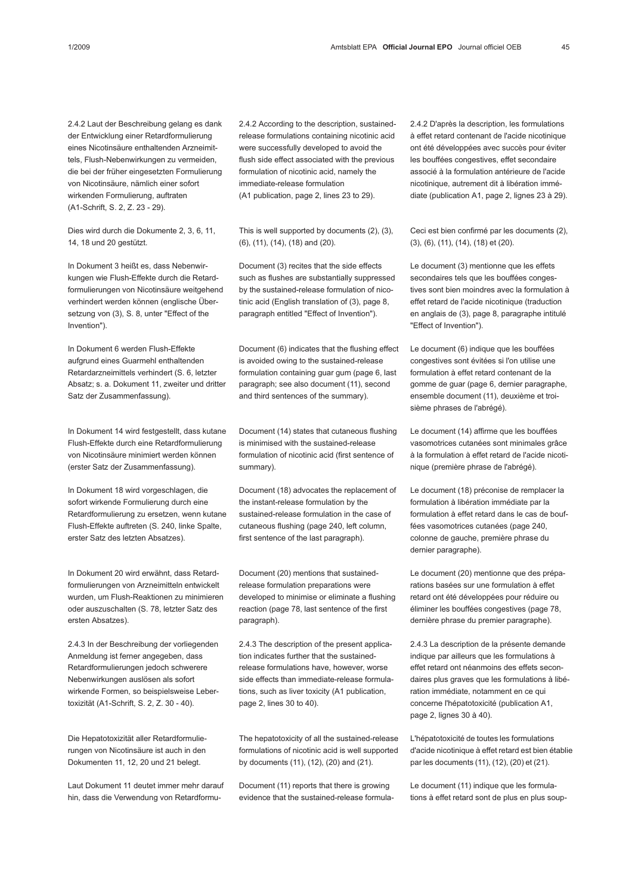2.4.2 Laut der Beschreibung gelang es dank der Entwicklung einer Retardformulierung eines Nicotinsäure enthaltenden Arzneimittels, Flush-Nebenwirkungen zu vermeiden, die bei der früher eingesetzten Formulierung von Nicotinsäure, nämlich einer sofort wirkenden Formulierung, auftraten (A1-Schrift, S. 2, Z. 23 - 29).

Dies wird durch die Dokumente 2, 3, 6, 11, 14, 18 und 20 gestützt.

In Dokument 3 heißt es, dass Nebenwirkungen wie Flush-Effekte durch die Retardformulierungen von Nicotinsäure weitgehend verhindert werden können (englische Übersetzung von (3), S. 8, unter "Effect of the Invention").

In Dokument 6 werden Flush-Effekte aufgrund eines Guarmehl enthaltenden Retardarzneimittels verhindert (S. 6, letzter Absatz; s. a. Dokument 11, zweiter und dritter Satz der Zusammenfassung).

In Dokument 14 wird festgestellt, dass kutane Flush-Effekte durch eine Retardformulierung von Nicotinsäure minimiert werden können (erster Satz der Zusammenfassung).

In Dokument 18 wird vorgeschlagen, die sofort wirkende Formulierung durch eine Retardformulierung zu ersetzen, wenn kutane Flush-Effekte auftreten (S. 240, linke Spalte, erster Satz des letzten Absatzes).

In Dokument 20 wird erwähnt, dass Retardformulierungen von Arzneimitteln entwickelt wurden, um Flush-Reaktionen zu minimieren oder auszuschalten (S. 78, letzter Satz des ersten Absatzes).

2.4.3 In der Beschreibung der vorliegenden Anmeldung ist ferner angegeben, dass Retardformulierungen jedoch schwerere Nebenwirkungen auslösen als sofort wirkende Formen, so beispielsweise Lebertoxizität (A1-Schrift, S. 2, Z. 30 - 40).

Die Hepatotoxizität aller Retardformulierungen von Nicotinsäure ist auch in den Dokumenten 11, 12, 20 und 21 belegt.

Laut Dokument 11 deutet immer mehr darauf hin, dass die Verwendung von Retardformu-

2.4.2 According to the description, sustained-release formulations containing nicotinic acid were successfully developed to avoid the flush side effect associated with the previous formulation of nicotinic acid, namely the immediate-release formulation (A1 publication, page 2, lines 23 to 29).

This is well supported by documents (2), (3), (6), (11), (14), (18) and (20).

Document (3) recites that the side effects such as flushes are substantially suppressed by the sustained-release formulation of nicotinic acid (English translation of (3), page 8, paragraph entitled "Effect of Invention").

Document (6) indicates that the flushing effect is avoided owing to the sustained-release formulation containing guar gum (page 6, last paragraph; see also document (11), second and third sentences of the summary).

Document (14) states that cutaneous flushing is minimised with the sustained-release formulation of nicotinic acid (first sentence of summary).

Document (18) advocates the replacement of the instant-release formulation by the sustained-release formulation in the case of cutaneous flushing (page 240, left column, first sentence of the last paragraph).

Document (20) mentions that sustained-release formulation preparations were developed to minimise or eliminate a flushing reaction (page 78, last sentence of the first paragraph).

2.4.3 The description of the present application indicates further that the sustained-release formulations have, however, worse side effects than immediate-release formulations, such as liver toxicity (A1 publication, page 2, lines 30 to 40).

The hepatotoxicity of all the sustained-release formulations of nicotinic acid is well supported by documents (11), (12), (20) and (21).

Document (11) reports that there is growing evidence that the sustained-release formula-

2.4.2 D'après la description, les formulations à effet retard contenant de l'acide nicotinique ont été développées avec succès pour éviter les bouffées congestives, effet secondaire associé à la formulation antérieure de l'acide nicotinique, autrement dit à libération immédiate (publication A1, page 2, lignes 23 à 29).

Ceci est bien confirmé par les documents (2), (3), (6), (11), (14), (18) et (20).

Le document (3) mentionne que les effets secondaires tels que les bouffées congestives sont bien moindres avec la formulation à effet retard de l'acide nicotinique (traduction en anglais de (3), page 8, paragraphe intitulé "Effect of Invention").

Le document (6) indique que les bouffées congestives sont évitées si l'on utilise une formulation à effet retard contenant de la gomme de guar (page 6, dernier paragraphe, ensemble document (11), deuxième et troisième phrases de l'abrégé).

Le document (14) affirme que les bouffées vasomotrices cutanées sont minimales grâce à la formulation à effet retard de l'acide nicotinique (première phrase de l'abrégé).

Le document (18) préconise de remplacer la formulation à libération immédiate par la formulation à effet retard dans le cas de bouffées vasomotrices cutanées (page 240, colonne de gauche, première phrase du dernier paragraphe).

Le document (20) mentionne que des préparations basées sur une formulation à effet retard ont été développées pour réduire ou éliminer les bouffées congestives (page 78, dernière phrase du premier paragraphe).

2.4.3 La description de la présente demande indique par ailleurs que les formulations à effet retard ont néanmoins des effets secondaires plus graves que les formulations à libération immédiate, notamment en ce qui concerne l'hépatotoxicité (publication A1, page 2, lignes 30 à 40).

L'hépatotoxicité de toutes les formulations d'acide nicotinique à effet retard est bien établie par les documents (11), (12), (20) et (21).

Le document (11) indique que les formulations à effet retard sont de plus en plus soup-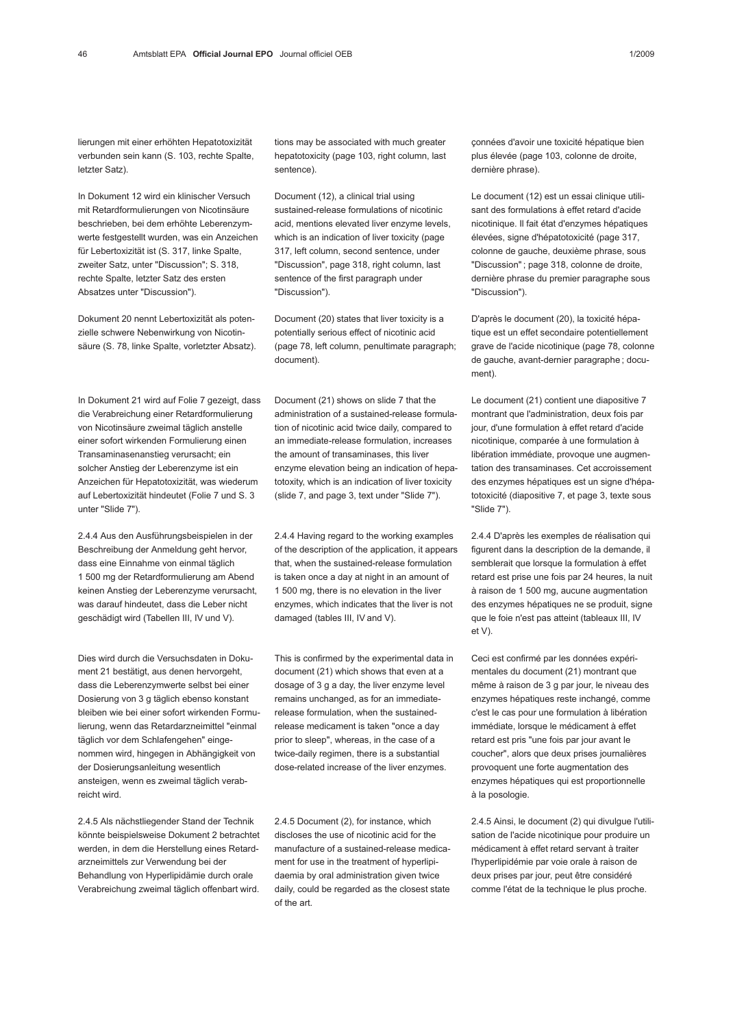lierungen mit einer erhöhten Hepatotoxizität verbunden sein kann (S. 103, rechte Spalte, letzter Satz).

In Dokument 12 wird ein klinischer Versuch mit Retardformulierungen von Nicotinsäure beschrieben, bei dem erhöhte Leberenzymwerte festgestellt wurden, was ein Anzeichen für Lebertoxizität ist (S. 317, linke Spalte, zweiter Satz, unter "Discussion"; S. 318, rechte Spalte, letzter Satz des ersten Absatzes unter "Discussion").

Dokument 20 nennt Lebertoxizität als potenzielle schwere Nebenwirkung von Nicotinsäure (S. 78, linke Spalte, vorletzter Absatz).

In Dokument 21 wird auf Folie 7 gezeigt, dass die Verabreichung einer Retardformulierung von Nicotinsäure zweimal täglich anstelle einer sofort wirkenden Formulierung einen Transaminasenanstieg verursacht; ein solcher Anstieg der Leberenzyme ist ein Anzeichen für Hepatotoxizität, was wiederum auf Lebertoxizität hindeutet (Folie 7 und S. 3 unter "Slide 7").

2.4.4 Aus den Ausführungsbeispielen in der Beschreibung der Anmeldung geht hervor, dass eine Einnahme von einmal täglich 1 500 mg der Retardformulierung am Abend keinen Anstieg der Leberenzyme verursacht, was darauf hindeutet, dass die Leber nicht geschädigt wird (Tabellen III, IV und V).

Dies wird durch die Versuchsdaten in Dokument 21 bestätigt, aus denen hervorgeht, dass die Leberenzymwerte selbst bei einer Dosierung von 3 g täglich ebenso konstant bleiben wie bei einer sofort wirkenden Formulierung, wenn das Retardarzneimittel "einmal täglich vor dem Schlafengehen" eingenommen wird, hingegen in Abhängigkeit von der Dosierungsanleitung wesentlich ansteigen, wenn es zweimal täglich verabreicht wird.

2.4.5 Als nächstliegender Stand der Technik könnte beispielsweise Dokument 2 betrachtet werden, in dem die Herstellung eines Retardarzneimittels zur Verwendung bei der Behandlung von Hyperlipidämie durch orale Verabreichung zweimal täglich offenbart wird.

tions may be associated with much greater hepatotoxicity (page 103, right column, last sentence).

Document (12), a clinical trial using sustained-release formulations of nicotinic acid, mentions elevated liver enzyme levels, which is an indication of liver toxicity (page 317, left column, second sentence, under "Discussion", page 318, right column, last sentence of the first paragraph under "Discussion").

Document (20) states that liver toxicity is a potentially serious effect of nicotinic acid (page 78, left column, penultimate paragraph; document).

Document (21) shows on slide 7 that the administration of a sustained-release formulation of nicotinic acid twice daily, compared to an immediate-release formulation, increases the amount of transaminases, this liver enzyme elevation being an indication of hepatotoxity, which is an indication of liver toxicity (slide 7, and page 3, text under "Slide 7").

2.4.4 Having regard to the working examples of the description of the application, it appears that, when the sustained-release formulation is taken once a day at night in an amount of 1 500 mg, there is no elevation in the liver enzymes, which indicates that the liver is not damaged (tables III, IV and V).

This is confirmed by the experimental data in document (21) which shows that even at a dosage of 3 g a day, the liver enzyme level remains unchanged, as for an immediate-release formulation, when the sustained-release medicament is taken "once a day prior to sleep", whereas, in the case of a twice-daily regimen, there is a substantial dose-related increase of the liver enzymes.

2.4.5 Document (2), for instance, which discloses the use of nicotinic acid for the manufacture of a sustained-release medicament for use in the treatment of hyperlipidaemia by oral administration given twice daily, could be regarded as the closest state of the art.

çonnées d'avoir une toxicité hépatique bien plus élevée (page 103, colonne de droite, dernière phrase).

Le document (12) est un essai clinique utilisant des formulations à effet retard d'acide nicotinique. Il fait état d'enzymes hépatiques élevées, signe d'hépatotoxicité (page 317, colonne de gauche, deuxième phrase, sous "Discussion" ; page 318, colonne de droite, dernière phrase du premier paragraphe sous "Discussion").

D'après le document (20), la toxicité hépatique est un effet secondaire potentiellement grave de l'acide nicotinique (page 78, colonne de gauche, avant-dernier paragraphe ; document).

Le document (21) contient une diapositive 7 montrant que l'administration, deux fois par jour, d'une formulation à effet retard d'acide nicotinique, comparée à une formulation à libération immédiate, provoque une augmentation des transaminases. Cet accroissement des enzymes hépatiques est un signe d'hépatotoxicité (diapositive 7, et page 3, texte sous "Slide 7").

2.4.4 D'après les exemples de réalisation qui figurent dans la description de la demande, il semblerait que lorsque la formulation à effet retard est prise une fois par 24 heures, la nuit à raison de 1 500 mg, aucune augmentation des enzymes hépatiques ne se produit, signe que le foie n'est pas atteint (tableaux III, IV et V).

Ceci est confirmé par les données expérimentales du document (21) montrant que même à raison de 3 g par jour, le niveau des enzymes hépatiques reste inchangé, comme c'est le cas pour une formulation à libération immédiate, lorsque le médicament à effet retard est pris "une fois par jour avant le coucher", alors que deux prises journalières provoquent une forte augmentation des enzymes hépatiques qui est proportionnelle à la posologie.

2.4.5 Ainsi, le document (2) qui divulgue l'utilisation de l'acide nicotinique pour produire un médicament à effet retard servant à traiter l'hyperlipidémie par voie orale à raison de deux prises par jour, peut être considéré comme l'état de la technique le plus proche.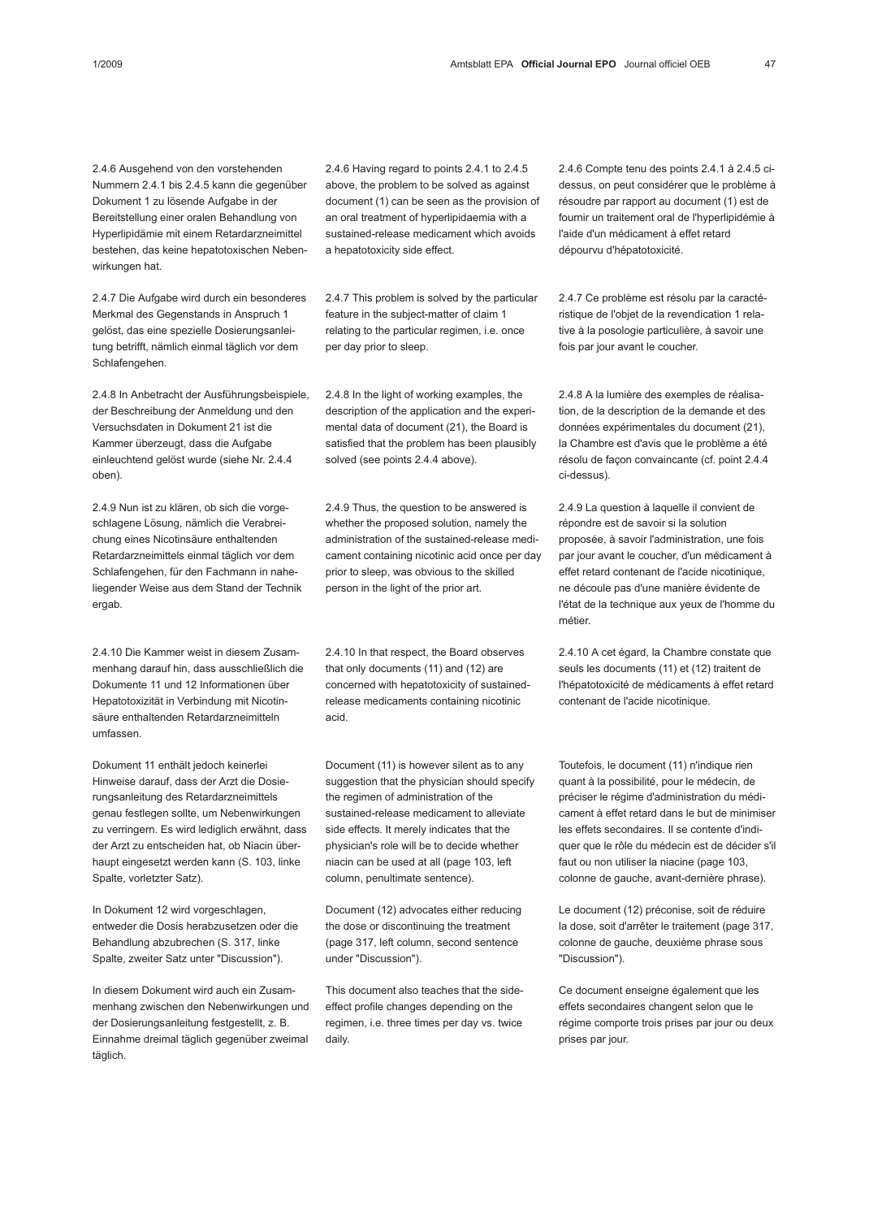2.4.6 Ausgehend von den vorstehenden Nummern 2.4.1 bis 2.4.5 kann die gegenüber Dokument 1 zu lösende Aufgabe in der Bereitstellung einer oralen Behandlung von Hyperlipidämie mit einem Retardarzneimittel bestehen, das keine hepatotoxischen Nebenwirkungen hat.

2.4.7 Die Aufgabe wird durch ein besonderes Merkmal des Gegenstands in Anspruch 1 gelöst, das eine spezielle Dosierungsanleitung betrifft, nämlich einmal täglich vor dem Schlafengehen.

2.4.8 In Anbetracht der Ausführungsbeispiele, der Beschreibung der Anmeldung und den Versuchsdaten in Dokument 21 ist die Kammer überzeugt, dass die Aufgabe einleuchtend gelöst wurde (siehe Nr. 2.4.4 oben).

2.4.9 Nun ist zu klären, ob sich die vorgeschlagene Lösung, nämlich die Verabreichung eines Nicotinsäure enthaltenden Retardarzneimittels einmal täglich vor dem Schlafengehen, für den Fachmann in naheliegender Weise aus dem Stand der Technik ergab.

2.4.10 Die Kammer weist in diesem Zusammenhang darauf hin, dass ausschließlich die Dokumente 11 und 12 Informationen über Hepatotoxizität in Verbindung mit Nicotinsäure enthaltenden Retardarzneimitteln umfassen.

Dokument 11 enthält jedoch keinerlei Hinweise darauf, dass der Arzt die Dosierungsanleitung des Retardarzneimittels genau festlegen sollte, um Nebenwirkungen zu verringern. Es wird lediglich erwähnt, dass der Arzt zu entscheiden hat, ob Niacin überhaupt eingesetzt werden kann (S. 103, linke Spalte, vorletzter Satz).

In Dokument 12 wird vorgeschlagen, entweder die Dosis herabzusetzen oder die Behandlung abzubrechen (S. 317, linke Spalte, zweiter Satz unter "Discussion").

In diesem Dokument wird auch ein Zusammenhang zwischen den Nebenwirkungen und der Dosierungsanleitung festgestellt, z. B. Einnahme dreimal täglich gegenüber zweimal täglich.

2.4.6 Having regard to points 2.4.1 to 2.4.5 above, the problem to be solved as against document (1) can be seen as the provision of an oral treatment of hyperlipidaemia with a sustained-release medicament which avoids a hepatotoxicity side effect.

2.4.7 This problem is solved by the particular feature in the subject-matter of claim 1 relating to the particular regimen, i.e. once per day prior to sleep.

2.4.8 In the light of working examples, the description of the application and the experimental data of document (21), the Board is satisfied that the problem has been plausibly solved (see points 2.4.4 above).

2.4.9 Thus, the question to be answered is whether the proposed solution, namely the administration of the sustained-release medicament containing nicotinic acid once per day prior to sleep, was obvious to the skilled person in the light of the prior art.

2.4.10 In that respect, the Board observes that only documents (11) and (12) are concerned with hepatotoxicity of sustained-release medicaments containing nicotinic acid.

Document (11) is however silent as to any suggestion that the physician should specify the regimen of administration of the sustained-release medicament to alleviate side effects. It merely indicates that the physician's role will be to decide whether niacin can be used at all (page 103, left column, penultimate sentence).

Document (12) advocates either reducing the dose or discontinuing the treatment (page 317, left column, second sentence under "Discussion").

This document also teaches that the side-effect profile changes depending on the regimen, i.e. three times per day vs. twice daily.

2.4.6 Compte tenu des points 2.4.1 à 2.4.5 ci-dessus, on peut considérer que le problème à résoudre par rapport au document (1) est de fournir un traitement oral de l'hyperlipidémie à l'aide d'un médicament à effet retard dépourvu d'hépatotoxicité.

2.4.7 Ce problème est résolu par la caractéristique de l'objet de la revendication 1 relative à la posologie particulière, à savoir une fois par jour avant le coucher.

2.4.8 A la lumière des exemples de réalisation, de la description de la demande et des données expérimentales du document (21), la Chambre est d'avis que le problème a été résolu de façon convaincante (cf. point 2.4.4 ci-dessus).

2.4.9 La question à laquelle il convient de répondre est de savoir si la solution proposée, à savoir l'administration, une fois par jour avant le coucher, d'un médicament à effet retard contenant de l'acide nicotinique, ne découle pas d'une manière évidente de l'état de la technique aux yeux de l'homme du métier.

2.4.10 A cet égard, la Chambre constate que seuls les documents (11) et (12) traitent de l'hépatotoxicité de médicaments à effet retard contenant de l'acide nicotinique.

Toutefois, le document (11) n'indique rien quant à la possibilité, pour le médecin, de préciser le régime d'administration du médicament à effet retard dans le but de minimiser les effets secondaires. Il se contente d'indiquer que le rôle du médecin est de décider s'il faut ou non utiliser la niacine (page 103, colonne de gauche, avant-dernière phrase).

Le document (12) préconise, soit de réduire la dose, soit d'arrêter le traitement (page 317, colonne de gauche, deuxième phrase sous "Discussion").

Ce document enseigne également que les effets secondaires changent selon que le régime comporte trois prises par jour ou deux prises par jour.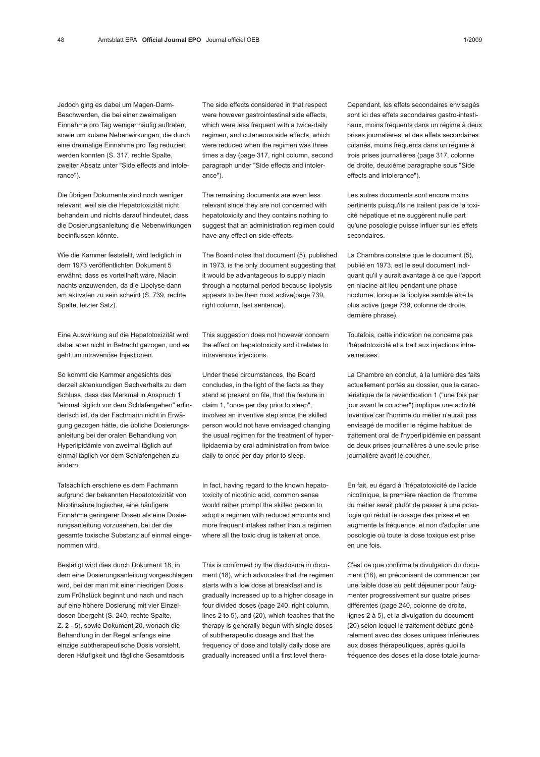Jedoch ging es dabei um Magen-Darm-Beschwerden, die bei einer zweimaligen Einnahme pro Tag weniger häufig auftraten, sowie um kutane Nebenwirkungen, die durch eine dreimalige Einnahme pro Tag reduziert werden konnten (S. 317, rechte Spalte, zweiter Absatz unter "Side effects and intolerance").

Die übrigen Dokumente sind noch weniger relevant, weil sie die Hepatotoxizität nicht behandeln und nichts darauf hindeutet, dass die Dosierungsanleitung die Nebenwirkungen beeinflussen könnte.

Wie die Kammer feststellt, wird lediglich in dem 1973 veröffentlichten Dokument 5 erwähnt, dass es vorteilhaft wäre, Niacin nachts anzuwenden, da die Lipolyse dann am aktivsten zu sein scheint (S. 739, rechte Spalte, letzter Satz).

Eine Auswirkung auf die Hepatotoxizität wird dabei aber nicht in Betracht gezogen, und es geht um intravenöse Injektionen.

So kommt die Kammer angesichts des derzeit aktenkundigen Sachverhalts zu dem Schluss, dass das Merkmal in Anspruch 1 "einmal täglich vor dem Schlafengehen" erfinderisch ist, da der Fachmann nicht in Erwägung gezogen hätte, die übliche Dosierungsanleitung bei der oralen Behandlung von Hyperlipidämie von zweimal täglich auf einmal täglich vor dem Schlafengehen zu ändern.

Tatsächlich erschiene es dem Fachmann aufgrund der bekannten Hepatotoxizität von Nicotinsäure logischer, eine häufigere Einnahme geringerer Dosen als eine Dosierungsanleitung vorzusehen, bei der die gesamte toxische Substanz auf einmal eingenommen wird.

Bestätigt wird dies durch Dokument 18, in dem eine Dosierungsanleitung vorgeschlagen wird, bei der man mit einer niedrigen Dosis zum Frühstück beginnt und nach und nach auf eine höhere Dosierung mit vier Einzeldosen übergeht (S. 240, rechte Spalte, Z. 2 - 5), sowie Dokument 20, wonach die Behandlung in der Regel anfangs eine einzige subtherapeutische Dosis vorsieht, deren Häufigkeit und tägliche Gesamtdosis

The side effects considered in that respect were however gastrointestinal side effects, which were less frequent with a twice-daily regimen, and cutaneous side effects, which were reduced when the regimen was three times a day (page 317, right column, second paragraph under "Side effects and intolerance").

The remaining documents are even less relevant since they are not concerned with hepatotoxicity and they contains nothing to suggest that an administration regimen could have any effect on side effects.

The Board notes that document (5), published in 1973, is the only document suggesting that it would be advantageous to supply niacin through a nocturnal period because lipolysis appears to be then most active(page 739, right column, last sentence).

This suggestion does not however concern the effect on hepatotoxicity and it relates to intravenous injections.

Under these circumstances, the Board concludes, in the light of the facts as they stand at present on file, that the feature in claim 1, "once per day prior to sleep", involves an inventive step since the skilled person would not have envisaged changing the usual regimen for the treatment of hyperlipidaemia by oral administration from twice daily to once per day prior to sleep.

In fact, having regard to the known hepatotoxicity of nicotinic acid, common sense would rather prompt the skilled person to adopt a regimen with reduced amounts and more frequent intakes rather than a regimen where all the toxic drug is taken at once.

This is confirmed by the disclosure in document (18), which advocates that the regimen starts with a low dose at breakfast and is gradually increased up to a higher dosage in four divided doses (page 240, right column, lines 2 to 5), and (20), which teaches that the therapy is generally begun with single doses of subtherapeutic dosage and that the frequency of dose and totally daily dose are gradually increased until a first level thera-

Cependant, les effets secondaires envisagés sont ici des effets secondaires gastro-intestinaux, moins fréquents dans un régime à deux prises journalières, et des effets secondaires cutanés, moins fréquents dans un régime à trois prises journalières (page 317, colonne de droite, deuxième paragraphe sous "Side effects and intolerance").

Les autres documents sont encore moins pertinents puisqu'ils ne traitent pas de la toxicité hépatique et ne suggèrent nulle part qu'une posologie puisse influer sur les effets secondaires.

La Chambre constate que le document (5), publié en 1973, est le seul document indiquant qu'il y aurait avantage à ce que l'apport en niacine ait lieu pendant une phase nocturne, lorsque la lipolyse semble être la plus active (page 739, colonne de droite, dernière phrase).

Toutefois, cette indication ne concerne pas l'hépatotoxicité et a trait aux injections intraveineuses.

La Chambre en conclut, à la lumière des faits actuellement portés au dossier, que la caractéristique de la revendication 1 ("une fois par jour avant le coucher") implique une activité inventive car l'homme du métier n'aurait pas envisagé de modifier le régime habituel de traitement oral de l'hyperlipidémie en passant de deux prises journalières à une seule prise journalière avant le coucher.

En fait, eu égard à l'hépatotoxicité de l'acide nicotinique, la première réaction de l'homme du métier serait plutôt de passer à une posologie qui réduit le dosage des prises et en augmente la fréquence, et non d'adopter une posologie où toute la dose toxique est prise en une fois.

C'est ce que confirme la divulgation du document (18), en préconisant de commencer par une faible dose au petit déjeuner pour l'augmenter progressivement sur quatre prises différentes (page 240, colonne de droite, lignes 2 à 5), et la divulgation du document (20) selon lequel le traitement débute généralement avec des doses uniques inférieures aux doses thérapeutiques, après quoi la fréquence des doses et la dose totale journa-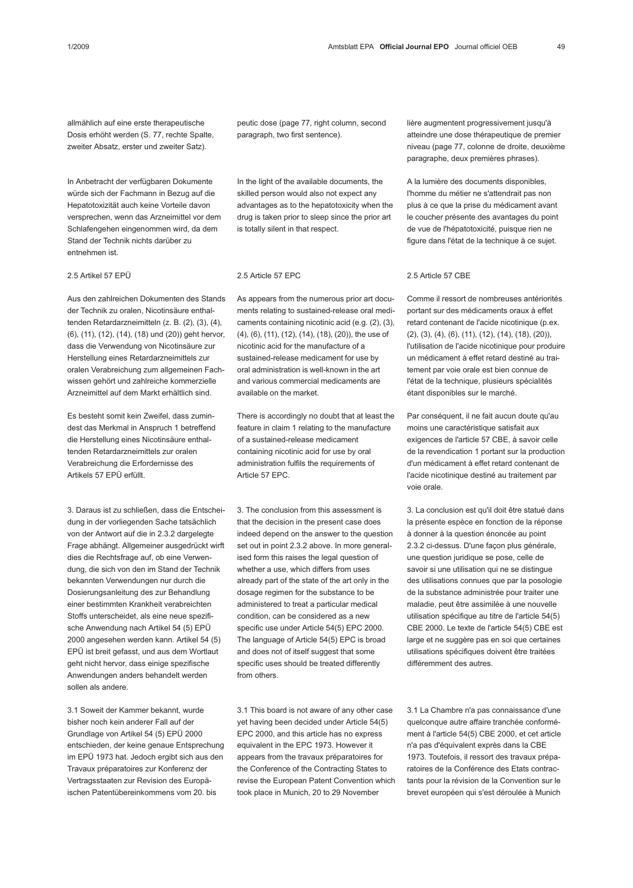allmählich auf eine erste therapeutische Dosis erhöht werden (S. 77, rechte Spalte, zweiter Absatz, erster und zweiter Satz).

In Anbetracht der verfügbaren Dokumente würde sich der Fachmann in Bezug auf die Hepatotoxizität auch keine Vorteile davon versprechen, wenn das Arzneimittel vor dem Schlafengehen eingenommen wird, da dem Stand der Technik nichts darüber zu entnehmen ist.

2.5 Artikel 57 EPÜ

Aus den zahlreichen Dokumenten des Stands der Technik zu oralen, Nicotinsäure enthaltenden Retardarzneimitteln (z. B. (2), (3), (4), (6), (11), (12), (14), (18) und (20)) geht hervor, dass die Verwendung von Nicotinsäure zur Herstellung eines Retardarzneimittels zur oralen Verabreichung zum allgemeinen Fachwissen gehört und zahlreiche kommerzielle Arzneimittel auf dem Markt erhältlich sind.

Es besteht somit kein Zweifel, dass zumindest das Merkmal in Anspruch 1 betreffend die Herstellung eines Nicotinsäure enthaltenden Retardarzneimittels zur oralen Verabreichung die Erfordernisse des Artikels 57 EPÜ erfüllt.

3. Daraus ist zu schließen, dass die Entscheidung in der vorliegenden Sache tatsächlich von der Antwort auf die in 2.3.2 dargelegte Frage abhängt. Allgemeiner ausgedrückt wirft dies die Rechtsfrage auf, ob eine Verwendung, die sich von den im Stand der Technik bekannten Verwendungen nur durch die Dosierungsanleitung des zur Behandlung einer bestimmten Krankheit verabreichten Stoffs unterscheidet, als eine neue spezifische Anwendung nach Artikel 54 (5) EPÜ 2000 angesehen werden kann. Artikel 54 (5) EPÜ ist breit gefasst, und aus dem Wortlaut geht nicht hervor, dass einige spezifische Anwendungen anders behandelt werden sollen als andere.

3.1 Soweit der Kammer bekannt, wurde bisher noch kein anderer Fall auf der Grundlage von Artikel 54 (5) EPÜ 2000 entschieden, der keine genaue Entsprechung im EPÜ 1973 hat. Jedoch ergibt sich aus den Travaux préparatoires zur Konferenz der Vertragsstaaten zur Revision des Europäischen Patentübereinkommens vom 20. bis

peutic dose (page 77, right column, second paragraph, two first sentence).

In the light of the available documents, the skilled person would also not expect any advantages as to the hepatotoxicity when the drug is taken prior to sleep since the prior art is totally silent in that respect.

2.5 Article 57 EPC

As appears from the numerous prior art documents relating to sustained-release oral medicaments containing nicotinic acid (e.g. (2), (3), (4), (6), (11), (12), (14), (18), (20)), the use of nicotinic acid for the manufacture of a sustained-release medicament for use by oral administration is well-known in the art and various commercial medicaments are available on the market.

There is accordingly no doubt that at least the feature in claim 1 relating to the manufacture of a sustained-release medicament containing nicotinic acid for use by oral administration fulfils the requirements of Article 57 EPC.

3. The conclusion from this assessment is that the decision in the present case does indeed depend on the answer to the question set out in point 2.3.2 above. In more generalised form this raises the legal question of whether a use, which differs from uses already part of the state of the art only in the dosage regimen for the substance to be administered to treat a particular medical condition, can be considered as a new specific use under Article 54(5) EPC 2000. The language of Article 54(5) EPC is broad and does not of itself suggest that some specific uses should be treated differently from others.

3.1 This board is not aware of any other case yet having been decided under Article 54(5) EPC 2000, and this article has no express equivalent in the EPC 1973. However it appears from the travaux préparatoires for the Conference of the Contracting States to revise the European Patent Convention which took place in Munich, 20 to 29 November

lière augmentent progressivement jusqu'à atteindre une dose thérapeutique de premier niveau (page 77, colonne de droite, deuxième paragraphe, deux premières phrases).

A la lumière des documents disponibles, l'homme du métier ne s'attendrait pas non plus à ce que la prise du médicament avant le coucher présente des avantages du point de vue de l'hépatotoxicité, puisque rien ne figure dans l'état de la technique à ce sujet.

2.5 Article 57 CBE

Comme il ressort de nombreuses antériorités portant sur des médicaments oraux à effet retard contenant de l'acide nicotinique (p.ex. (2), (3), (4), (6), (11), (12), (14), (18), (20)), l'utilisation de l'acide nicotinique pour produire un médicament à effet retard destiné au traitement par voie orale est bien connue de l'état de la technique, plusieurs spécialités étant disponibles sur le marché.

Par conséquent, il ne fait aucun doute qu'au moins une caractéristique satisfait aux exigences de l'article 57 CBE, à savoir celle de la revendication 1 portant sur la production d'un médicament à effet retard contenant de l'acide nicotinique destiné au traitement par voie orale.

3. La conclusion est qu'il doit être statué dans la présente espèce en fonction de la réponse à donner à la question énoncée au point 2.3.2 ci-dessus. D'une façon plus générale, une question juridique se pose, celle de savoir si une utilisation qui ne se distingue des utilisations connues que par la posologie de la substance administrée pour traiter une maladie, peut être assimilée à une nouvelle utilisation spécifique au titre de l'article 54(5) CBE 2000. Le texte de l'article 54(5) CBE est large et ne suggère pas en soi que certaines utilisations spécifiques doivent être traitées différemment des autres.

3.1 La Chambre n'a pas connaissance d'une quelconque autre affaire tranchée conformément à l'article 54(5) CBE 2000, et cet article n'a pas d'équivalent exprès dans la CBE 1973. Toutefois, il ressort des travaux préparatoires de la Conférence des Etats contractants pour la révision de la Convention sur le brevet européen qui s'est déroulée à Munich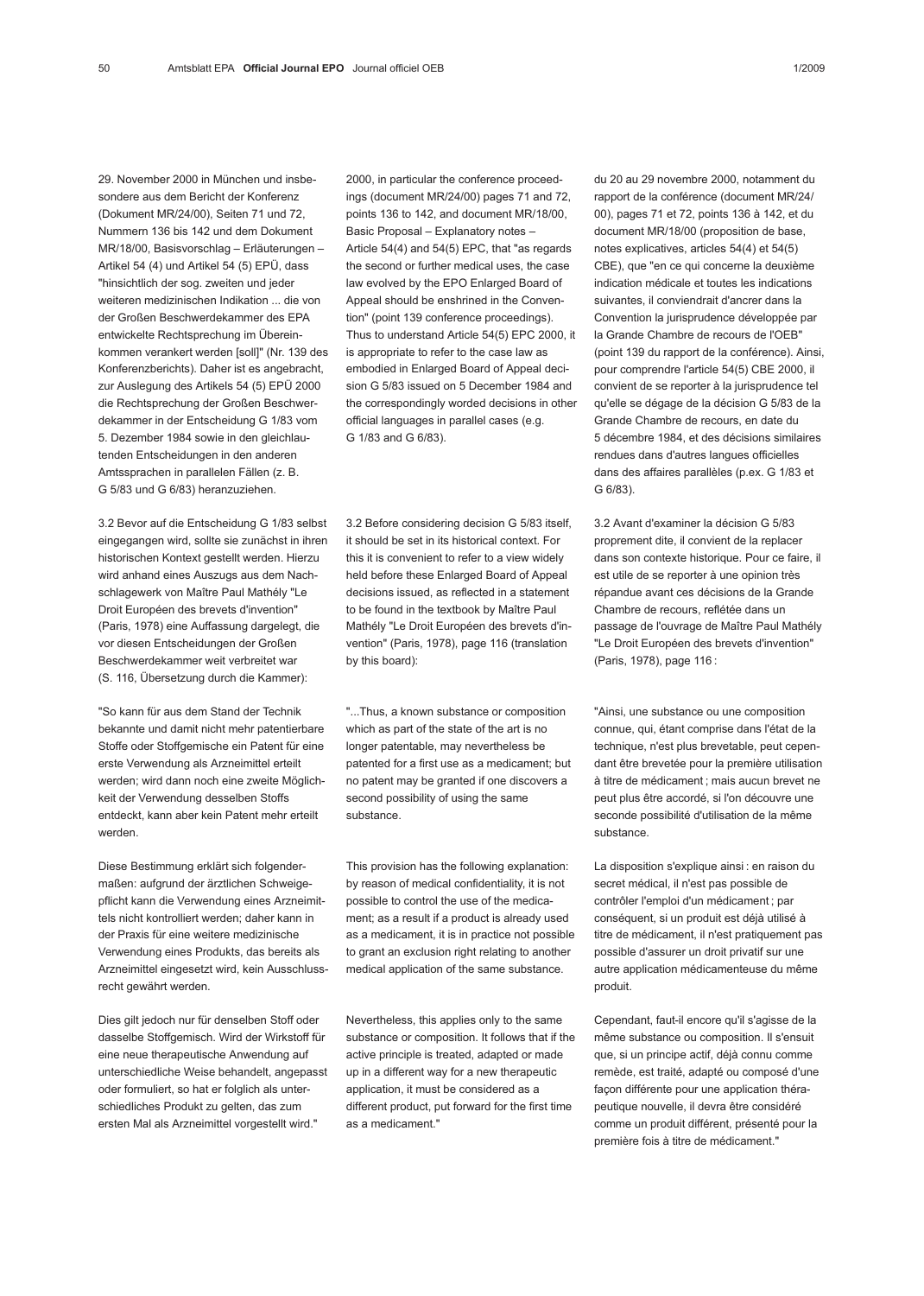29. November 2000 in München und insbesondere aus dem Bericht der Konferenz (Dokument MR/24/00), Seiten 71 und 72, Nummern 136 bis 142 und dem Dokument MR/18/00, Basisvorschlag – Erläuterungen – Artikel 54 (4) und Artikel 54 (5) EPÜ, dass "hinsichtlich der sog. zweiten und jeder weiteren medizinischen Indikation ... die von der Großen Beschwerdekammer des EPA entwickelte Rechtsprechung im Übereinkommen verankert werden [soll]" (Nr. 139 des Konferenzberichts). Daher ist es angebracht, zur Auslegung des Artikels 54 (5) EPÜ 2000 die Rechtsprechung der Großen Beschwerdekammer in der Entscheidung G 1/83 vom 5. Dezember 1984 sowie in den gleichlautenden Entscheidungen in den anderen Amtssprachen in parallelen Fällen (z. B. G 5/83 und G 6/83) heranzuziehen.

3.2 Bevor auf die Entscheidung G 1/83 selbst eingegangen wird, sollte sie zunächst in ihren historischen Kontext gestellt werden. Hierzu wird anhand eines Auszugs aus dem Nachschlagewerk von Maître Paul Mathély "Le Droit Européen des brevets d'invention" (Paris, 1978) eine Auffassung dargelegt, die vor diesen Entscheidungen der Großen Beschwerdekammer weit verbreitet war (S. 116, Übersetzung durch die Kammer):

"So kann für aus dem Stand der Technik bekannte und damit nicht mehr patentierbare Stoffe oder Stoffgemische ein Patent für eine erste Verwendung als Arzneimittel erteilt werden; wird dann noch eine zweite Möglichkeit der Verwendung desselben Stoffs entdeckt, kann aber kein Patent mehr erteilt werden.

Diese Bestimmung erklärt sich folgendermaßen: aufgrund der ärztlichen Schweigepflicht kann die Verwendung eines Arzneimittels nicht kontrolliert werden; daher kann in der Praxis für eine weitere medizinische Verwendung eines Produkts, das bereits als Arzneimittel eingesetzt wird, kein Ausschlussrecht gewährt werden.

Dies gilt jedoch nur für denselben Stoff oder dasselbe Stoffgemisch. Wird der Wirkstoff für eine neue therapeutische Anwendung auf unterschiedliche Weise behandelt, angepasst oder formuliert, so hat er folglich als unterschiedliches Produkt zu gelten, das zum ersten Mal als Arzneimittel vorgestellt wird."

2000, in particular the conference proceedings (document MR/24/00) pages 71 and 72, points 136 to 142, and document MR/18/00, Basic Proposal – Explanatory notes – Article 54(4) and 54(5) EPC, that "as regards the second or further medical uses, the case law evolved by the EPO Enlarged Board of Appeal should be enshrined in the Convention" (point 139 conference proceedings). Thus to understand Article 54(5) EPC 2000, it is appropriate to refer to the case law as embodied in Enlarged Board of Appeal decision G 5/83 issued on 5 December 1984 and the correspondingly worded decisions in other official languages in parallel cases (e.g. G 1/83 and G 6/83).

3.2 Before considering decision G 5/83 itself, it should be set in its historical context. For this it is convenient to refer to a view widely held before these Enlarged Board of Appeal decisions issued, as reflected in a statement to be found in the textbook by Maître Paul Mathély "Le Droit Européen des brevets d'invention" (Paris, 1978), page 116 (translation by this board):

"...Thus, a known substance or composition which as part of the state of the art is no longer patentable, may nevertheless be patented for a first use as a medicament; but no patent may be granted if one discovers a second possibility of using the same substance.

This provision has the following explanation: by reason of medical confidentiality, it is not possible to control the use of the medicament; as a result if a product is already used as a medicament, it is in practice not possible to grant an exclusion right relating to another medical application of the same substance.

Nevertheless, this applies only to the same substance or composition. It follows that if the active principle is treated, adapted or made up in a different way for a new therapeutic application, it must be considered as a different product, put forward for the first time as a medicament."

du 20 au 29 novembre 2000, notamment du rapport de la conférence (document MR/24/00), pages 71 et 72, points 136 à 142, et du document MR/18/00 (proposition de base, notes explicatives, articles 54(4) et 54(5) CBE), que "en ce qui concerne la deuxième indication médicale et toutes les indications suivantes, il conviendrait d'ancrer dans la Convention la jurisprudence développée par la Grande Chambre de recours de l'OEB" (point 139 du rapport de la conférence). Ainsi, pour comprendre l'article 54(5) CBE 2000, il convient de se reporter à la jurisprudence tel qu'elle se dégage de la décision G 5/83 de la Grande Chambre de recours, en date du 5 décembre 1984, et des décisions similaires rendues dans d'autres langues officielles dans des affaires parallèles (p.ex. G 1/83 et G 6/83).

3.2 Avant d'examiner la décision G 5/83 proprement dite, il convient de la replacer dans son contexte historique. Pour ce faire, il est utile de se reporter à une opinion très répandue avant ces décisions de la Grande Chambre de recours, reflétée dans un passage de l'ouvrage de Maître Paul Mathély "Le Droit Européen des brevets d'invention" (Paris, 1978), page 116 :

"Ainsi, une substance ou une composition connue, qui, étant comprise dans l'état de la technique, n'est plus brevetable, peut cependant être brevetée pour la première utilisation à titre de médicament ; mais aucun brevet ne peut plus être accordé, si l'on découvre une seconde possibilité d'utilisation de la même substance.

La disposition s'explique ainsi : en raison du secret médical, il n'est pas possible de contrôler l'emploi d'un médicament ; par conséquent, si un produit est déjà utilisé à titre de médicament, il n'est pratiquement pas possible d'assurer un droit privatif sur une autre application médicamenteuse du même produit.

Cependant, faut-il encore qu'il s'agisse de la même substance ou composition. Il s'ensuit que, si un principe actif, déjà connu comme remède, est traité, adapté ou composé d'une façon différente pour une application thérapeutique nouvelle, il devra être considéré comme un produit différent, présenté pour la première fois à titre de médicament."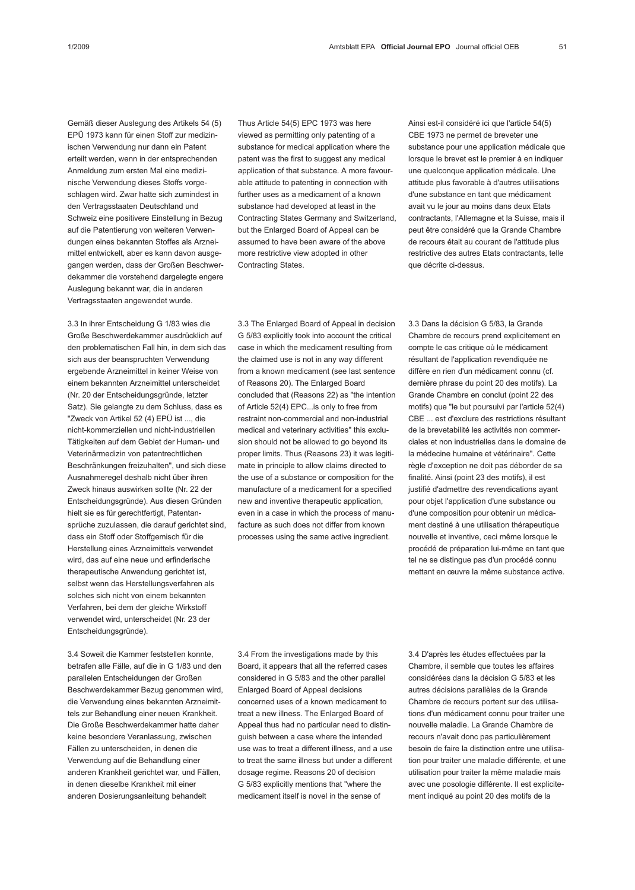Gemäß dieser Auslegung des Artikels 54 (5) EPÜ 1973 kann für einen Stoff zur medizinischen Verwendung nur dann ein Patent erteilt werden, wenn in der entsprechenden Anmeldung zum ersten Mal eine medizinische Verwendung dieses Stoffs vorgeschlagen wird. Zwar hatte sich zumindest in den Vertragsstaaten Deutschland und Schweiz eine positivere Einstellung in Bezug auf die Patentierung von weiteren Verwendungen eines bekannten Stoffes als Arzneimittel entwickelt, aber es kann davon ausgegangen werden, dass der Großen Beschwerdekammer die vorstehend dargelegte engere Auslegung bekannt war, die in anderen Vertragsstaaten angewendet wurde.

3.3 In ihrer Entscheidung G 1/83 wies die Große Beschwerdekammer ausdrücklich auf den problematischen Fall hin, in dem sich das sich aus der beanspruchten Verwendung ergebende Arzneimittel in keiner Weise von einem bekannten Arzneimittel unterscheidet (Nr. 20 der Entscheidungsgründe, letzter Satz). Sie gelangte zu dem Schluss, dass es "Zweck von Artikel 52 (4) EPÜ ist ..., die nicht-kommerziellen und nicht-industriellen Tätigkeiten auf dem Gebiet der Human- und Veterinärmedizin von patentrechtlichen Beschränkungen freizuhalten", und sich diese Ausnahmeregel deshalb nicht über ihren Zweck hinaus auswirken sollte (Nr. 22 der Entscheidungsgründe). Aus diesen Gründen hielt sie es für gerechtfertigt, Patentansprüche zuzulassen, die darauf gerichtet sind, dass ein Stoff oder Stoffgemisch für die Herstellung eines Arzneimittels verwendet wird, das auf eine neue und erfinderische therapeutische Anwendung gerichtet ist, selbst wenn das Herstellungsverfahren als solches sich nicht von einem bekannten Verfahren, bei dem der gleiche Wirkstoff verwendet wird, unterscheidet (Nr. 23 der Entscheidungsgründe).

3.4 Soweit die Kammer feststellen konnte, betrafen alle Fälle, auf die in G 1/83 und den parallelen Entscheidungen der Großen Beschwerdekammer Bezug genommen wird, die Verwendung eines bekannten Arzneimittels zur Behandlung einer neuen Krankheit. Die Große Beschwerdekammer hatte daher keine besondere Veranlassung, zwischen Fällen zu unterscheiden, in denen die Verwendung auf die Behandlung einer anderen Krankheit gerichtet war, und Fällen, in denen dieselbe Krankheit mit einer anderen Dosierungsanleitung behandelt

Thus Article 54(5) EPC 1973 was here viewed as permitting only patenting of a substance for medical application where the patent was the first to suggest any medical application of that substance. A more favourable attitude to patenting in connection with further uses as a medicament of a known substance had developed at least in the Contracting States Germany and Switzerland, but the Enlarged Board of Appeal can be assumed to have been aware of the above more restrictive view adopted in other Contracting States.

3.3 The Enlarged Board of Appeal in decision G 5/83 explicitly took into account the critical case in which the medicament resulting from the claimed use is not in any way different from a known medicament (see last sentence of Reasons 20). The Enlarged Board concluded that (Reasons 22) as "the intention of Article 52(4) EPC...is only to free from restraint non-commercial and non-industrial medical and veterinary activities" this exclusion should not be allowed to go beyond its proper limits. Thus (Reasons 23) it was legitimate in principle to allow claims directed to the use of a substance or composition for the manufacture of a medicament for a specified new and inventive therapeutic application, even in a case in which the process of manufacture as such does not differ from known processes using the same active ingredient.

3.4 From the investigations made by this Board, it appears that all the referred cases considered in G 5/83 and the other parallel Enlarged Board of Appeal decisions concerned uses of a known medicament to treat a new illness. The Enlarged Board of Appeal thus had no particular need to distinguish between a case where the intended use was to treat a different illness, and a use to treat the same illness but under a different dosage regime. Reasons 20 of decision G 5/83 explicitly mentions that "where the medicament itself is novel in the sense of

Ainsi est-il considéré ici que l'article 54(5) CBE 1973 ne permet de breveter une substance pour une application médicale que lorsque le brevet est le premier à en indiquer une quelconque application médicale. Une attitude plus favorable à d'autres utilisations d'une substance en tant que médicament avait vu le jour au moins dans deux Etats contractants, l'Allemagne et la Suisse, mais il peut être considéré que la Grande Chambre de recours était au courant de l'attitude plus restrictive des autres Etats contractants, telle que décrite ci-dessus.

3.3 Dans la décision G 5/83, la Grande Chambre de recours prend explicitement en compte le cas critique où le médicament résultant de l'application revendiquée ne diffère en rien d'un médicament connu (cf. dernière phrase du point 20 des motifs). La Grande Chambre en conclut (point 22 des motifs) que "le but poursuivi par l'article 52(4) CBE ... est d'exclure des restrictions résultant de la brevetabilité les activités non commerciales et non industrielles dans le domaine de la médecine humaine et vétérinaire". Cette règle d'exception ne doit pas déborder de sa finalité. Ainsi (point 23 des motifs), il est justifié d'admettre des revendications ayant pour objet l'application d'une substance ou d'une composition pour obtenir un médicament destiné à une utilisation thérapeutique nouvelle et inventive, ceci même lorsque le procédé de préparation lui-même en tant que tel ne se distingue pas d'un procédé connu mettant en œuvre la même substance active.

3.4 D'après les études effectuées par la Chambre, il semble que toutes les affaires considérées dans la décision G 5/83 et les autres décisions parallèles de la Grande Chambre de recours portent sur des utilisations d'un médicament connu pour traiter une nouvelle maladie. La Grande Chambre de recours n'avait donc pas particulièrement besoin de faire la distinction entre une utilisation pour traiter une maladie différente, et une utilisation pour traiter la même maladie mais avec une posologie différente. Il est explicitement indiqué au point 20 des motifs de la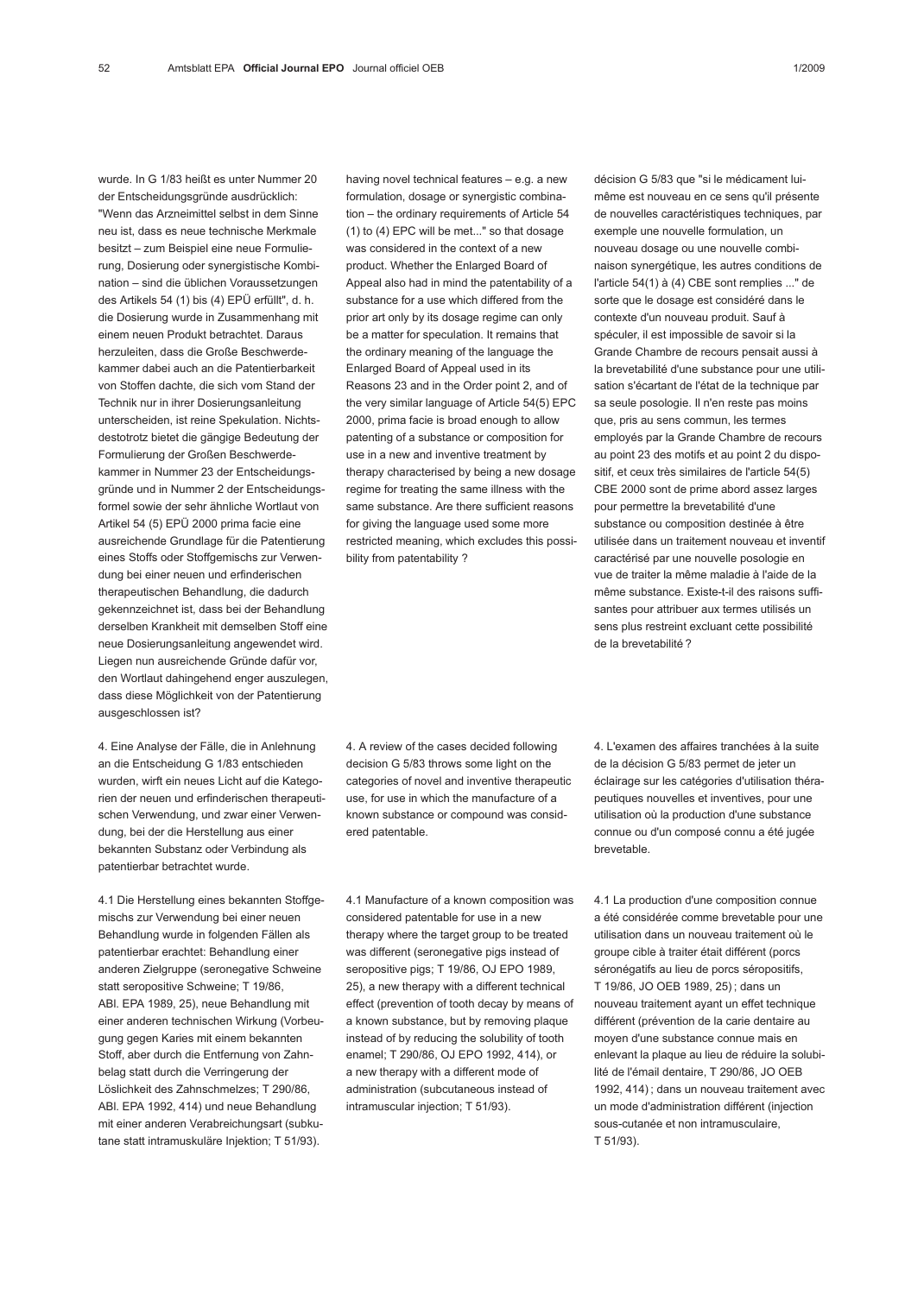wurde. In G 1/83 heißt es unter Nummer 20 der Entscheidungsgründe ausdrücklich: "Wenn das Arzneimittel selbst in dem Sinne neu ist, dass es neue technische Merkmale besitzt – zum Beispiel eine neue Formulierung, Dosierung oder synergistische Kombination – sind die üblichen Voraussetzungen des Artikels 54 (1) bis (4) EPÜ erfüllt", d. h. die Dosierung wurde in Zusammenhang mit einem neuen Produkt betrachtet. Daraus herzuleiten, dass die Große Beschwerdekammer dabei auch an die Patentierbarkeit von Stoffen dachte, die sich vom Stand der Technik nur in ihrer Dosierungsanleitung unterscheiden, ist reine Spekulation. Nichtsdestotrotz bietet die gängige Bedeutung der Formulierung der Großen Beschwerdekammer in Nummer 23 der Entscheidungsgründe und in Nummer 2 der Entscheidungsformel sowie der sehr ähnliche Wortlaut von Artikel 54 (5) EPÜ 2000 prima facie eine ausreichende Grundlage für die Patentierung eines Stoffs oder Stoffgemischs zur Verwendung bei einer neuen und erfinderischen therapeutischen Behandlung, die dadurch gekennzeichnet ist, dass bei der Behandlung derselben Krankheit mit demselben Stoff eine neue Dosierungsanleitung angewendet wird. Liegen nun ausreichende Gründe dafür vor, den Wortlaut dahingehend enger auszulegen, dass diese Möglichkeit von der Patentierung ausgeschlossen ist?

4. Eine Analyse der Fälle, die in Anlehnung an die Entscheidung G 1/83 entschieden wurden, wirft ein neues Licht auf die Kategorien der neuen und erfinderischen therapeutischen Verwendung, und zwar einer Verwendung, bei der die Herstellung aus einer bekannten Substanz oder Verbindung als patentierbar betrachtet wurde.

4.1 Die Herstellung eines bekannten Stoffgemischs zur Verwendung bei einer neuen Behandlung wurde in folgenden Fällen als patentierbar erachtet: Behandlung einer anderen Zielgruppe (seronegative Schweine statt seropositive Schweine; T 19/86, ABl. EPA 1989, 25), neue Behandlung mit einer anderen technischen Wirkung (Vorbeugung gegen Karies mit einem bekannten Stoff, aber durch die Entfernung von Zahnbelag statt durch die Verringerung der Löslichkeit des Zahnschmelzes; T 290/86, ABl. EPA 1992, 414) und neue Behandlung mit einer anderen Verabreichungsart (subkutane statt intramuskuläre Injektion; T 51/93).

having novel technical features – e.g. a new formulation, dosage or synergistic combination – the ordinary requirements of Article 54 (1) to (4) EPC will be met..." so that dosage was considered in the context of a new product. Whether the Enlarged Board of Appeal also had in mind the patentability of a substance for a use which differed from the prior art only by its dosage regime can only be a matter for speculation. It remains that the ordinary meaning of the language the Enlarged Board of Appeal used in its Reasons 23 and in the Order point 2, and of the very similar language of Article 54(5) EPC 2000, prima facie is broad enough to allow patenting of a substance or composition for use in a new and inventive treatment by therapy characterised by being a new dosage regime for treating the same illness with the same substance. Are there sufficient reasons for giving the language used some more restricted meaning, which excludes this possibility from patentability ?

4. A review of the cases decided following decision G 5/83 throws some light on the categories of novel and inventive therapeutic use, for use in which the manufacture of a known substance or compound was considered patentable.

4.1 Manufacture of a known composition was considered patentable for use in a new therapy where the target group to be treated was different (seronegative pigs instead of seropositive pigs; T 19/86, OJ EPO 1989, 25), a new therapy with a different technical effect (prevention of tooth decay by means of a known substance, but by removing plaque instead of by reducing the solubility of tooth enamel; T 290/86, OJ EPO 1992, 414), or a new therapy with a different mode of administration (subcutaneous instead of intramuscular injection; T 51/93).

décision G 5/83 que "si le médicament lui-même est nouveau en ce sens qu'il présente de nouvelles caractéristiques techniques, par exemple une nouvelle formulation, un nouveau dosage ou une nouvelle combinaison synergétique, les autres conditions de l'article 54(1) à (4) CBE sont remplies ..." de sorte que le dosage est considéré dans le contexte d'un nouveau produit. Sauf à spéculer, il est impossible de savoir si la Grande Chambre de recours pensait aussi à la brevetabilité d'une substance pour une utilisation s'écartant de l'état de la technique par sa seule posologie. Il n'en reste pas moins que, pris au sens commun, les termes employés par la Grande Chambre de recours au point 23 des motifs et au point 2 du dispositif, et ceux très similaires de l'article 54(5) CBE 2000 sont de prime abord assez larges pour permettre la brevetabilité d'une substance ou composition destinée à être utilisée dans un traitement nouveau et inventif caractérisé par une nouvelle posologie en vue de traiter la même maladie à l'aide de la même substance. Existe-t-il des raisons suffisantes pour attribuer aux termes utilisés un sens plus restreint excluant cette possibilité de la brevetabilité ?

4. L'examen des affaires tranchées à la suite de la décision G 5/83 permet de jeter un éclairage sur les catégories d'utilisation thérapeutiques nouvelles et inventives, pour une utilisation où la production d'une substance connue ou d'un composé connu a été jugée brevetable.

4.1 La production d'une composition connue a été considérée comme brevetable pour une utilisation dans un nouveau traitement où le groupe cible à traiter était différent (porcs séronégatifs au lieu de porcs séropositifs, T 19/86, JO OEB 1989, 25) ; dans un nouveau traitement ayant un effet technique différent (prévention de la carie dentaire au moyen d'une substance connue mais en enlevant la plaque au lieu de réduire la solubilité de l'émail dentaire, T 290/86, JO OEB 1992, 414) ; dans un nouveau traitement avec un mode d'administration différent (injection sous-cutanée et non intramusculaire, T 51/93).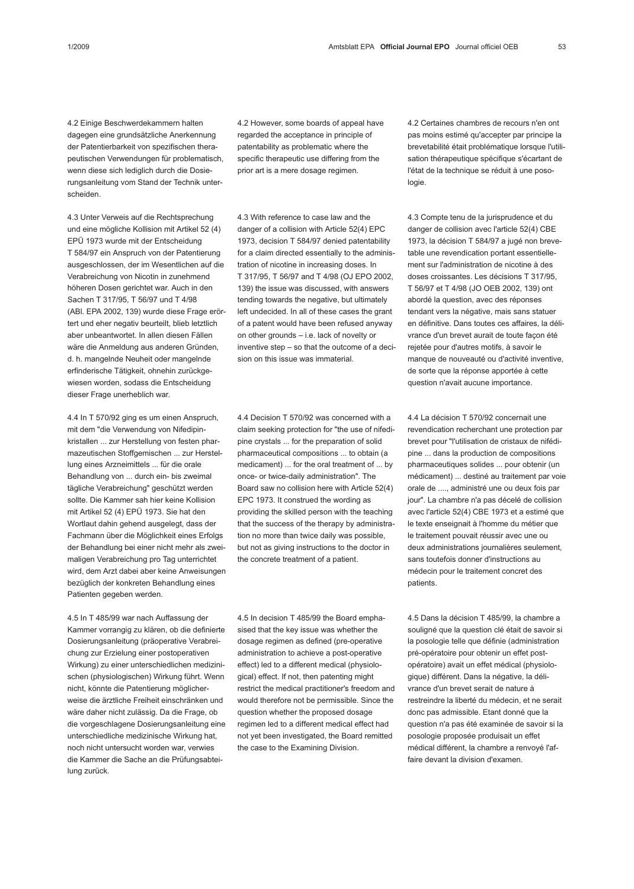4.2 Einige Beschwerdekammern halten dagegen eine grundsätzliche Anerkennung der Patentierbarkeit von spezifischen therapeutischen Verwendungen für problematisch, wenn diese sich lediglich durch die Dosierungsanleitung vom Stand der Technik unterscheiden.

4.3 Unter Verweis auf die Rechtsprechung und eine mögliche Kollision mit Artikel 52 (4) EPÜ 1973 wurde mit der Entscheidung T 584/97 ein Anspruch von der Patentierung ausgeschlossen, der im Wesentlichen auf die Verabreichung von Nicotin in zunehmend höheren Dosen gerichtet war. Auch in den Sachen T 317/95, T 56/97 und T 4/98 (ABl. EPA 2002, 139) wurde diese Frage erörtert und eher negativ beurteilt, blieb letztlich aber unbeantwortet. In allen diesen Fällen wäre die Anmeldung aus anderen Gründen, d. h. mangelnde Neuheit oder mangelnde erfinderische Tätigkeit, ohnehin zurückgewiesen worden, sodass die Entscheidung dieser Frage unerheblich war.

4.4 In T 570/92 ging es um einen Anspruch, mit dem "die Verwendung von Nifedipinkristallen ... zur Herstellung von festen pharmazeutischen Stoffgemischen ... zur Herstellung eines Arzneimittels ... für die orale Behandlung von ... durch ein- bis zweimal tägliche Verabreichung" geschützt werden sollte. Die Kammer sah hier keine Kollision mit Artikel 52 (4) EPÜ 1973. Sie hat den Wortlaut dahin gehend ausgelegt, dass der Fachmann über die Möglichkeit eines Erfolgs der Behandlung bei einer nicht mehr als zweimaligen Verabreichung pro Tag unterrichtet wird, dem Arzt dabei aber keine Anweisungen bezüglich der konkreten Behandlung eines Patienten gegeben werden.

4.5 In T 485/99 war nach Auffassung der Kammer vorrangig zu klären, ob die definierte Dosierungsanleitung (präoperative Verabreichung zur Erzielung einer postoperativen Wirkung) zu einer unterschiedlichen medizinischen (physiologischen) Wirkung führt. Wenn nicht, könnte die Patentierung möglicherweise die ärztliche Freiheit einschränken und wäre daher nicht zulässig. Da die Frage, ob die vorgeschlagene Dosierungsanleitung eine unterschiedliche medizinische Wirkung hat, noch nicht untersucht worden war, verwies die Kammer die Sache an die Prüfungsabteilung zurück.

4.2 However, some boards of appeal have regarded the acceptance in principle of patentability as problematic where the specific therapeutic use differing from the prior art is a mere dosage regimen.

4.3 With reference to case law and the danger of a collision with Article 52(4) EPC 1973, decision T 584/97 denied patentability for a claim directed essentially to the administration of nicotine in increasing doses. In T 317/95, T 56/97 and T 4/98 (OJ EPO 2002, 139) the issue was discussed, with answers tending towards the negative, but ultimately left undecided. In all of these cases the grant of a patent would have been refused anyway on other grounds – i.e. lack of novelty or inventive step – so that the outcome of a decision on this issue was immaterial.

4.4 Decision T 570/92 was concerned with a claim seeking protection for "the use of nifedipine crystals ... for the preparation of solid pharmaceutical compositions ... to obtain (a medicament) ... for the oral treatment of ... by once- or twice-daily administration". The Board saw no collision here with Article 52(4) EPC 1973. It construed the wording as providing the skilled person with the teaching that the success of the therapy by administration no more than twice daily was possible, but not as giving instructions to the doctor in the concrete treatment of a patient.

4.5 In decision T 485/99 the Board emphasised that the key issue was whether the dosage regimen as defined (pre-operative administration to achieve a post-operative effect) led to a different medical (physiological) effect. If not, then patenting might restrict the medical practitioner's freedom and would therefore not be permissible. Since the question whether the proposed dosage regimen led to a different medical effect had not yet been investigated, the Board remitted the case to the Examining Division.

4.2 Certaines chambres de recours n'en ont pas moins estimé qu'accepter par principe la brevetabilité était problématique lorsque l'utilisation thérapeutique spécifique s'écartant de l'état de la technique se réduit à une posologie.

4.3 Compte tenu de la jurisprudence et du danger de collision avec l'article 52(4) CBE 1973, la décision T 584/97 a jugé non brevetable une revendication portant essentiellement sur l'administration de nicotine à des doses croissantes. Les décisions T 317/95, T 56/97 et T 4/98 (JO OEB 2002, 139) ont abordé la question, avec des réponses tendant vers la négative, mais sans statuer en définitive. Dans toutes ces affaires, la délivrance d'un brevet aurait de toute façon été rejetée pour d'autres motifs, à savoir le manque de nouveauté ou d'activité inventive, de sorte que la réponse apportée à cette question n'avait aucune importance.

4.4 La décision T 570/92 concernait une revendication recherchant une protection par brevet pour "l'utilisation de cristaux de nifédipine ... dans la production de compositions pharmaceutiques solides ... pour obtenir (un médicament) ... destiné au traitement par voie orale de ...., administré une ou deux fois par jour". La chambre n'a pas décelé de collision avec l'article 52(4) CBE 1973 et a estimé que le texte enseignait à l'homme du métier que le traitement pouvait réussir avec une ou deux administrations journalières seulement, sans toutefois donner d'instructions au médecin pour le traitement concret des patients.

4.5 Dans la décision T 485/99, la chambre a souligné que la question clé était de savoir si la posologie telle que définie (administration pré-opératoire pour obtenir un effet post-opératoire) avait un effet médical (physiologique) différent. Dans la négative, la délivrance d'un brevet serait de nature à restreindre la liberté du médecin, et ne serait donc pas admissible. Etant donné que la question n'a pas été examinée de savoir si la posologie proposée produisait un effet médical différent, la chambre a renvoyé l'affaire devant la division d'examen.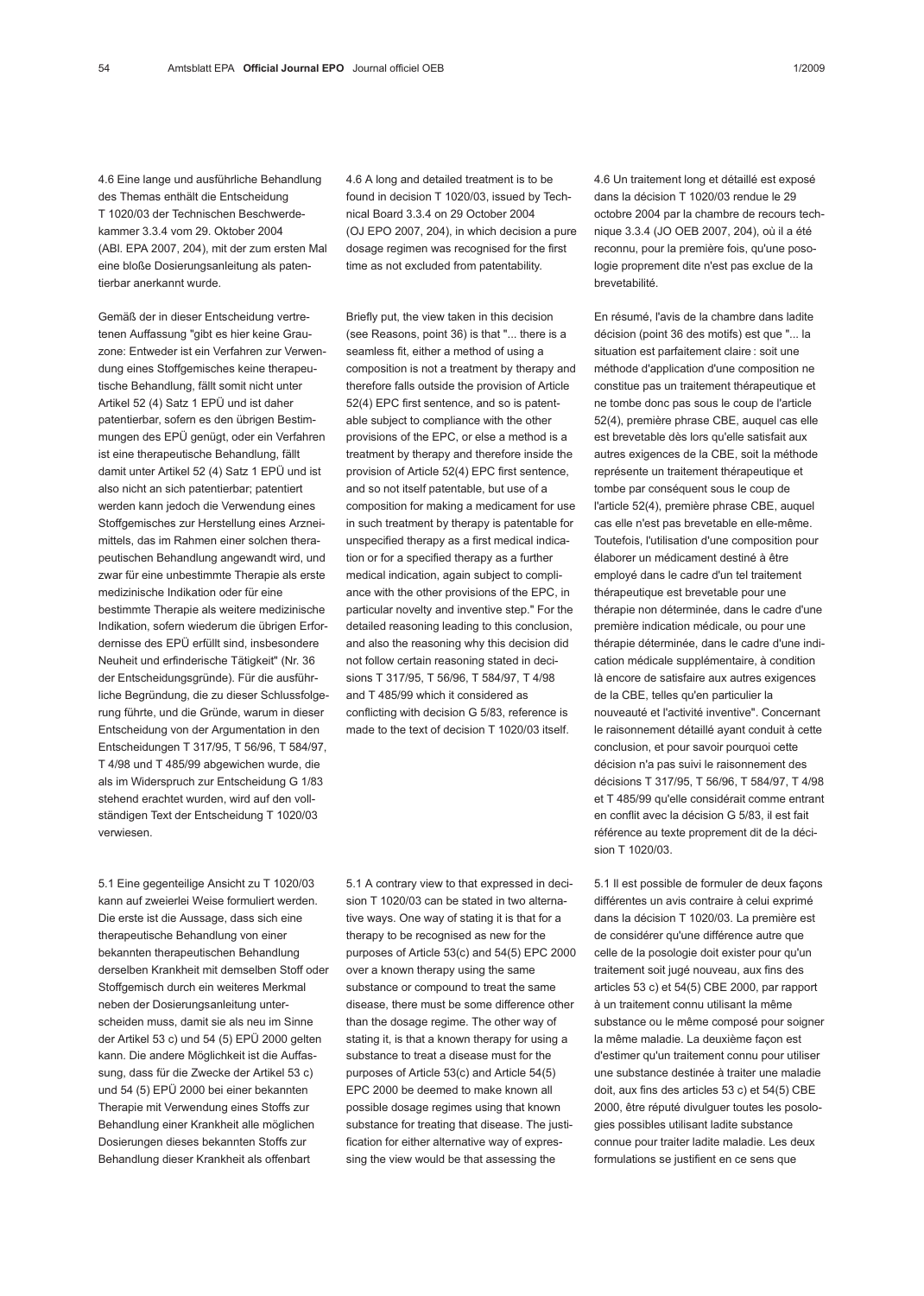4.6 Eine lange und ausführliche Behandlung des Themas enthält die Entscheidung T 1020/03 der Technischen Beschwerdekammer 3.3.4 vom 29. Oktober 2004 (ABl. EPA 2007, 204), mit der zum ersten Mal eine bloße Dosierungsanleitung als patentierbar anerkannt wurde.

Gemäß der in dieser Entscheidung vertretenen Auffassung "gibt es hier keine Grauzone: Entweder ist ein Verfahren zur Verwendung eines Stoffgemisches keine therapeutische Behandlung, fällt somit nicht unter Artikel 52 (4) Satz 1 EPÜ und ist daher patentierbar, sofern es den übrigen Bestimmungen des EPÜ genügt, oder ein Verfahren ist eine therapeutische Behandlung, fällt damit unter Artikel 52 (4) Satz 1 EPÜ und ist also nicht an sich patentierbar; patentiert werden kann jedoch die Verwendung eines Stoffgemisches zur Herstellung eines Arzneimittels, das im Rahmen einer solchen therapeutischen Behandlung angewandt wird, und zwar für eine unbestimmte Therapie als erste medizinische Indikation oder für eine bestimmte Therapie als weitere medizinische Indikation, sofern wiederum die übrigen Erfordernisse des EPÜ erfüllt sind, insbesondere Neuheit und erfinderische Tätigkeit" (Nr. 36 der Entscheidungsgründe). Für die ausführliche Begründung, die zu dieser Schlussfolgerung führte, und die Gründe, warum in dieser Entscheidung von der Argumentation in den Entscheidungen T 317/95, T 56/96, T 584/97, T 4/98 und T 485/99 abgewichen wurde, die als im Widerspruch zur Entscheidung G 1/83 stehend erachtet wurden, wird auf den vollständigen Text der Entscheidung T 1020/03 verwiesen.

5.1 Eine gegenteilige Ansicht zu T 1020/03 kann auf zweierlei Weise formuliert werden. Die erste ist die Aussage, dass sich eine therapeutische Behandlung von einer bekannten therapeutischen Behandlung derselben Krankheit mit demselben Stoff oder Stoffgemisch durch ein weiteres Merkmal neben der Dosierungsanleitung unterscheiden muss, damit sie als neu im Sinne der Artikel 53 c) und 54 (5) EPÜ 2000 gelten kann. Die andere Möglichkeit ist die Auffassung, dass für die Zwecke der Artikel 53 c) und 54 (5) EPÜ 2000 bei einer bekannten Therapie mit Verwendung eines Stoffs zur Behandlung einer Krankheit alle möglichen Dosierungen dieses bekannten Stoffs zur Behandlung dieser Krankheit als offenbart

4.6 A long and detailed treatment is to be found in decision T 1020/03, issued by Technical Board 3.3.4 on 29 October 2004 (OJ EPO 2007, 204), in which decision a pure dosage regimen was recognised for the first time as not excluded from patentability.

Briefly put, the view taken in this decision (see Reasons, point 36) is that "... there is a seamless fit, either a method of using a composition is not a treatment by therapy and therefore falls outside the provision of Article 52(4) EPC first sentence, and so is patentable subject to compliance with the other provisions of the EPC, or else a method is a treatment by therapy and therefore inside the provision of Article 52(4) EPC first sentence, and so not itself patentable, but use of a composition for making a medicament for use in such treatment by therapy is patentable for unspecified therapy as a first medical indication or for a specified therapy as a further medical indication, again subject to compliance with the other provisions of the EPC, in particular novelty and inventive step." For the detailed reasoning leading to this conclusion, and also the reasoning why this decision did not follow certain reasoning stated in decisions T 317/95, T 56/96, T 584/97, T 4/98 and T 485/99 which it considered as conflicting with decision G 5/83, reference is made to the text of decision T 1020/03 itself.

5.1 A contrary view to that expressed in decision T 1020/03 can be stated in two alternative ways. One way of stating it is that for a therapy to be recognised as new for the purposes of Article 53(c) and 54(5) EPC 2000 over a known therapy using the same substance or compound to treat the same disease, there must be some difference other than the dosage regime. The other way of stating it, is that a known therapy for using a substance to treat a disease must for the purposes of Article 53(c) and Article 54(5) EPC 2000 be deemed to make known all possible dosage regimes using that known substance for treating that disease. The justification for either alternative way of expressing the view would be that assessing the

4.6 Un traitement long et détaillé est exposé dans la décision T 1020/03 rendue le 29 octobre 2004 par la chambre de recours technique 3.3.4 (JO OEB 2007, 204), où il a été reconnu, pour la première fois, qu'une posologie proprement dite n'est pas exclue de la brevetabilité.

En résumé, l'avis de la chambre dans ladite décision (point 36 des motifs) est que "... la situation est parfaitement claire : soit une méthode d'application d'une composition ne constitue pas un traitement thérapeutique et ne tombe donc pas sous le coup de l'article 52(4), première phrase CBE, auquel cas elle est brevetable dès lors qu'elle satisfait aux autres exigences de la CBE, soit la méthode représente un traitement thérapeutique et tombe par conséquent sous le coup de l'article 52(4), première phrase CBE, auquel cas elle n'est pas brevetable en elle-même. Toutefois, l'utilisation d'une composition pour élaborer un médicament destiné à être employé dans le cadre d'un tel traitement thérapeutique est brevetable pour une thérapie non déterminée, dans le cadre d'une première indication médicale, ou pour une thérapie déterminée, dans le cadre d'une indication médicale supplémentaire, à condition là encore de satisfaire aux autres exigences de la CBE, telles qu'en particulier la nouveauté et l'activité inventive". Concernant le raisonnement détaillé ayant conduit à cette conclusion, et pour savoir pourquoi cette décision n'a pas suivi le raisonnement des décisions T 317/95, T 56/96, T 584/97, T 4/98 et T 485/99 qu'elle considérait comme entrant en conflit avec la décision G 5/83, il est fait référence au texte proprement dit de la décision T 1020/03.

5.1 Il est possible de formuler de deux façons différentes un avis contraire à celui exprimé dans la décision T 1020/03. La première est de considérer qu'une différence autre que celle de la posologie doit exister pour qu'un traitement soit jugé nouveau, aux fins des articles 53 c) et 54(5) CBE 2000, par rapport à un traitement connu utilisant la même substance ou le même composé pour soigner la même maladie. La deuxième façon est d'estimer qu'un traitement connu pour utiliser une substance destinée à traiter une maladie doit, aux fins des articles 53 c) et 54(5) CBE 2000, être réputé divulguer toutes les posologies possibles utilisant ladite substance connue pour traiter ladite maladie. Les deux formulations se justifient en ce sens que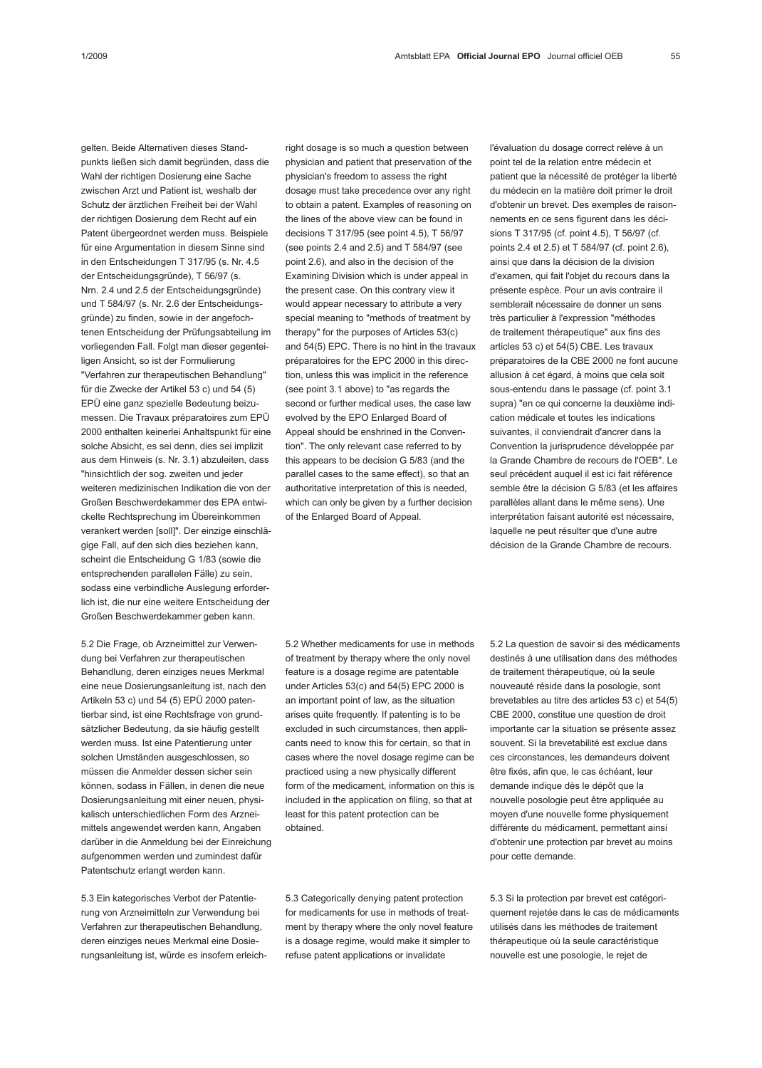gelten. Beide Alternativen dieses Standpunkts ließen sich damit begründen, dass die Wahl der richtigen Dosierung eine Sache zwischen Arzt und Patient ist, weshalb der Schutz der ärztlichen Freiheit bei der Wahl der richtigen Dosierung dem Recht auf ein Patent übergeordnet werden muss. Beispiele für eine Argumentation in diesem Sinne sind in den Entscheidungen T 317/95 (s. Nr. 4.5 der Entscheidungsgründe), T 56/97 (s. Nrn. 2.4 und 2.5 der Entscheidungsgründe) und T 584/97 (s. Nr. 2.6 der Entscheidungsgründe) zu finden, sowie in der angefochtenen Entscheidung der Prüfungsabteilung im vorliegenden Fall. Folgt man dieser gegenteiligen Ansicht, so ist der Formulierung "Verfahren zur therapeutischen Behandlung" für die Zwecke der Artikel 53 c) und 54 (5) EPÜ eine ganz spezielle Bedeutung beizumessen. Die Travaux préparatoires zum EPÜ 2000 enthalten keinerlei Anhaltspunkt für eine solche Absicht, es sei denn, dies sei implizit aus dem Hinweis (s. Nr. 3.1) abzuleiten, dass "hinsichtlich der sog. zweiten und jeder weiteren medizinischen Indikation die von der Großen Beschwerdekammer des EPA entwickelte Rechtsprechung im Übereinkommen verankert werden [soll]". Der einzige einschlägige Fall, auf den sich dies beziehen kann, scheint die Entscheidung G 1/83 (sowie die entsprechenden parallelen Fälle) zu sein, sodass eine verbindliche Auslegung erforderlich ist, die nur eine weitere Entscheidung der Großen Beschwerdekammer geben kann.

5.2 Die Frage, ob Arzneimittel zur Verwendung bei Verfahren zur therapeutischen Behandlung, deren einziges neues Merkmal eine neue Dosierungsanleitung ist, nach den Artikeln 53 c) und 54 (5) EPÜ 2000 patentierbar sind, ist eine Rechtsfrage von grundsätzlicher Bedeutung, da sie häufig gestellt werden muss. Ist eine Patentierung unter solchen Umständen ausgeschlossen, so müssen die Anmelder dessen sicher sein können, sodass in Fällen, in denen die neue Dosierungsanleitung mit einer neuen, physikalisch unterschiedlichen Form des Arzneimittels angewendet werden kann, Angaben darüber in die Anmeldung bei der Einreichung aufgenommen werden und zumindest dafür Patentschutz erlangt werden kann.

5.3 Ein kategorisches Verbot der Patentierung von Arzneimitteln zur Verwendung bei Verfahren zur therapeutischen Behandlung, deren einziges neues Merkmal eine Dosierungsanleitung ist, würde es insofern erleich-

right dosage is so much a question between physician and patient that preservation of the physician's freedom to assess the right dosage must take precedence over any right to obtain a patent. Examples of reasoning on the lines of the above view can be found in decisions T 317/95 (see point 4.5), T 56/97 (see points 2.4 and 2.5) and T 584/97 (see point 2.6), and also in the decision of the Examining Division which is under appeal in the present case. On this contrary view it would appear necessary to attribute a very special meaning to "methods of treatment by therapy" for the purposes of Articles 53(c) and 54(5) EPC. There is no hint in the travaux préparatoires for the EPC 2000 in this direction, unless this was implicit in the reference (see point 3.1 above) to "as regards the second or further medical uses, the case law evolved by the EPO Enlarged Board of Appeal should be enshrined in the Convention". The only relevant case referred to by this appears to be decision G 5/83 (and the parallel cases to the same effect), so that an authoritative interpretation of this is needed, which can only be given by a further decision of the Enlarged Board of Appeal.

5.2 Whether medicaments for use in methods of treatment by therapy where the only novel feature is a dosage regime are patentable under Articles 53(c) and 54(5) EPC 2000 is an important point of law, as the situation arises quite frequently. If patenting is to be excluded in such circumstances, then applicants need to know this for certain, so that in cases where the novel dosage regime can be practiced using a new physically different form of the medicament, information on this is included in the application on filing, so that at least for this patent protection can be obtained.

5.3 Categorically denying patent protection for medicaments for use in methods of treatment by therapy where the only novel feature is a dosage regime, would make it simpler to refuse patent applications or invalidate

l'évaluation du dosage correct relève à un point tel de la relation entre médecin et patient que la nécessité de protéger la liberté du médecin en la matière doit primer le droit d'obtenir un brevet. Des exemples de raisonnements en ce sens figurent dans les décisions T 317/95 (cf. point 4.5), T 56/97 (cf. points 2.4 et 2.5) et T 584/97 (cf. point 2.6), ainsi que dans la décision de la division d'examen, qui fait l'objet du recours dans la présente espèce. Pour un avis contraire il semblerait nécessaire de donner un sens très particulier à l'expression "méthodes de traitement thérapeutique" aux fins des articles 53 c) et 54(5) CBE. Les travaux préparatoires de la CBE 2000 ne font aucune allusion à cet égard, à moins que cela soit sous-entendu dans le passage (cf. point 3.1 supra) "en ce qui concerne la deuxième indication médicale et toutes les indications suivantes, il conviendrait d'ancrer dans la Convention la jurisprudence développée par la Grande Chambre de recours de l'OEB". Le seul précédent auquel il est ici fait référence semble être la décision G 5/83 (et les affaires parallèles allant dans le même sens). Une interprétation faisant autorité est nécessaire, laquelle ne peut résulter que d'une autre décision de la Grande Chambre de recours.

5.2 La question de savoir si des médicaments destinés à une utilisation dans des méthodes de traitement thérapeutique, où la seule nouveauté réside dans la posologie, sont brevetables au titre des articles 53 c) et 54(5) CBE 2000, constitue une question de droit importante car la situation se présente assez souvent. Si la brevetabilité est exclue dans ces circonstances, les demandeurs doivent être fixés, afin que, le cas échéant, leur demande indique dès le dépôt que la nouvelle posologie peut être appliquée au moyen d'une nouvelle forme physiquement différente du médicament, permettant ainsi d'obtenir une protection par brevet au moins pour cette demande.

5.3 Si la protection par brevet est catégoriquement rejetée dans le cas de médicaments utilisés dans les méthodes de traitement thérapeutique où la seule caractéristique nouvelle est une posologie, le rejet de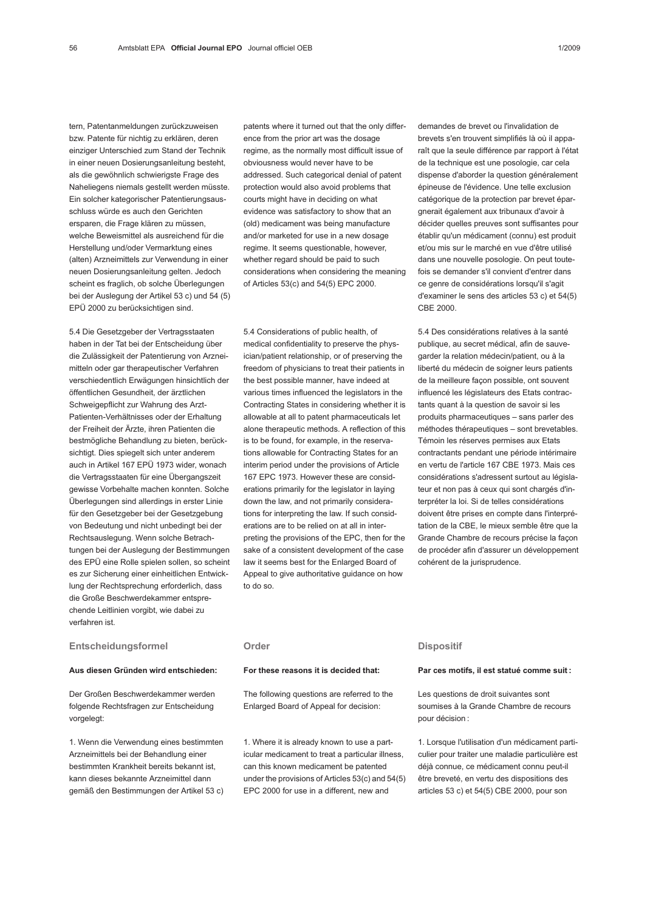tern, Patentanmeldungen zurückzuweisen bzw. Patente für nichtig zu erklären, deren einziger Unterschied zum Stand der Technik in einer neuen Dosierungsanleitung besteht, als die gewöhnlich schwierigste Frage des Naheliegens niemals gestellt werden müsste. Ein solcher kategorischer Patentierungsausschluss würde es auch den Gerichten ersparen, die Frage klären zu müssen, welche Beweismittel als ausreichend für die Herstellung und/oder Vermarktung eines (alten) Arzneimittels zur Verwendung in einer neuen Dosierungsanleitung gelten. Jedoch scheint es fraglich, ob solche Überlegungen bei der Auslegung der Artikel 53 c) und 54 (5) EPÜ 2000 zu berücksichtigen sind.

5.4 Die Gesetzgeber der Vertragsstaaten haben in der Tat bei der Entscheidung über die Zulässigkeit der Patentierung von Arzneimitteln oder gar therapeutischer Verfahren verschiedentlich Erwägungen hinsichtlich der öffentlichen Gesundheit, der ärztlichen Schweigepflicht zur Wahrung des Arzt-Patienten-Verhältnisses oder der Erhaltung der Freiheit der Ärzte, ihren Patienten die bestmögliche Behandlung zu bieten, berücksichtigt. Dies spiegelt sich unter anderem auch in Artikel 167 EPÜ 1973 wider, wonach die Vertragsstaaten für eine Übergangszeit gewisse Vorbehalte machen konnten. Solche Überlegungen sind allerdings in erster Linie für den Gesetzgeber bei der Gesetzgebung von Bedeutung und nicht unbedingt bei der Rechtsauslegung. Wenn solche Betrachtungen bei der Auslegung der Bestimmungen des EPÜ eine Rolle spielen sollen, so scheint es zur Sicherung einer einheitlichen Entwicklung der Rechtsprechung erforderlich, dass die Große Beschwerdekammer entsprechende Leitlinien vorgibt, wie dabei zu verfahren ist.

## Entscheidungsformel

**Aus diesen Gründen wird entschieden:**

Der Großen Beschwerdekammer werden folgende Rechtsfragen zur Entscheidung vorgelegt:

1. Wenn die Verwendung eines bestimmten Arzneimittels bei der Behandlung einer bestimmten Krankheit bereits bekannt ist, kann dieses bekannte Arzneimittel dann gemäß den Bestimmungen der Artikel 53 c)

patents where it turned out that the only difference from the prior art was the dosage regime, as the normally most difficult issue of obviousness would never have to be addressed. Such categorical denial of patent protection would also avoid problems that courts might have in deciding on what evidence was satisfactory to show that an (old) medicament was being manufacture and/or marketed for use in a new dosage regime. It seems questionable, however, whether regard should be paid to such considerations when considering the meaning of Articles 53(c) and 54(5) EPC 2000.

5.4 Considerations of public health, of medical confidentiality to preserve the physician/patient relationship, or of preserving the freedom of physicians to treat their patients in the best possible manner, have indeed at various times influenced the legislators in the Contracting States in considering whether it is allowable at all to patent pharmaceuticals let alone therapeutic methods. A reflection of this is to be found, for example, in the reservations allowable for Contracting States for an interim period under the provisions of Article 167 EPC 1973. However these are considerations primarily for the legislator in laying down the law, and not primarily considerations for interpreting the law. If such considerations are to be relied on at all in interpreting the provisions of the EPC, then for the sake of a consistent development of the case law it seems best for the Enlarged Board of Appeal to give authoritative guidance on how to do so.

## Order

**For these reasons it is decided that:**

The following questions are referred to the Enlarged Board of Appeal for decision:

1. Where it is already known to use a particular medicament to treat a particular illness, can this known medicament be patented under the provisions of Articles 53(c) and 54(5) EPC 2000 for use in a different, new and

demandes de brevet ou l'invalidation de brevets s'en trouvent simplifiés là où il apparaît que la seule différence par rapport à l'état de la technique est une posologie, car cela dispense d'aborder la question généralement épineuse de l'évidence. Une telle exclusion catégorique de la protection par brevet épargnerait également aux tribunaux d'avoir à décider quelles preuves sont suffisantes pour établir qu'un médicament (connu) est produit et/ou mis sur le marché en vue d'être utilisé dans une nouvelle posologie. On peut toutefois se demander s'il convient d'entrer dans ce genre de considérations lorsqu'il s'agit d'examiner le sens des articles 53 c) et 54(5) CBE 2000.

5.4 Des considérations relatives à la santé publique, au secret médical, afin de sauvegarder la relation médecin/patient, ou à la liberté du médecin de soigner leurs patients de la meilleure façon possible, ont souvent influencé les législateurs des Etats contractants quant à la question de savoir si les produits pharmaceutiques – sans parler des méthodes thérapeutiques – sont brevetables. Témoin les réserves permises aux Etats contractants pendant une période intérimaire en vertu de l'article 167 CBE 1973. Mais ces considérations s'adressent surtout au législateur et non pas à ceux qui sont chargés d'interpréter la loi. Si de telles considérations doivent être prises en compte dans l'interprétation de la CBE, le mieux semble être que la Grande Chambre de recours précise la façon de procéder afin d'assurer un développement cohérent de la jurisprudence.

## Dispositif

**Par ces motifs, il est statué comme suit :**

Les questions de droit suivantes sont soumises à la Grande Chambre de recours pour décision :

1. Lorsque l'utilisation d'un médicament particulier pour traiter une maladie particulière est déjà connue, ce médicament connu peut-il être breveté, en vertu des dispositions des articles 53 c) et 54(5) CBE 2000, pour son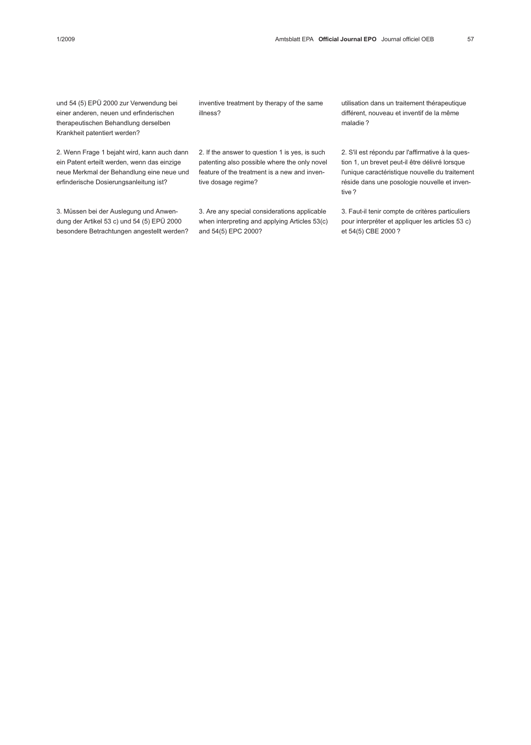und 54 (5) EPÜ 2000 zur Verwendung bei einer anderen, neuen und erfinderischen therapeutischen Behandlung derselben Krankheit patentiert werden?

2. Wenn Frage 1 bejaht wird, kann auch dann ein Patent erteilt werden, wenn das einzige neue Merkmal der Behandlung eine neue und erfinderische Dosierungsanleitung ist?

3. Müssen bei der Auslegung und Anwendung der Artikel 53 c) und 54 (5) EPÜ 2000 besondere Betrachtungen angestellt werden?

inventive treatment by therapy of the same illness?

2. If the answer to question 1 is yes, is such patenting also possible where the only novel feature of the treatment is a new and inventive dosage regime?

3. Are any special considerations applicable when interpreting and applying Articles 53(c) and 54(5) EPC 2000?

utilisation dans un traitement thérapeutique différent, nouveau et inventif de la même maladie ?

2. S'il est répondu par l'affirmative à la question 1, un brevet peut-il être délivré lorsque l'unique caractéristique nouvelle du traitement réside dans une posologie nouvelle et inventive ?

3. Faut-il tenir compte de critères particuliers pour interpréter et appliquer les articles 53 c) et 54(5) CBE 2000 ?